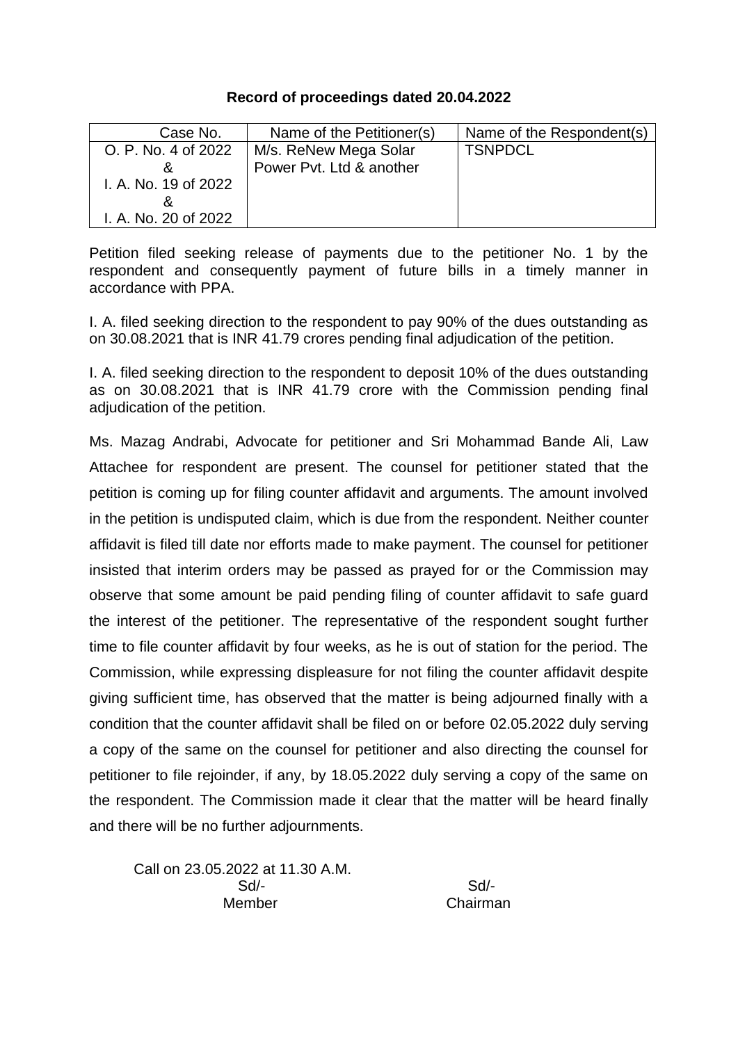**Record of proceedings dated 20.04.2022**

| Case No. | Name of the Petitioner(s) | Name of the Respondent(s) |
|---|---|---|
| O. P. No. 4 of 2022 & I. A. No. 19 of 2022 & I. A. No. 20 of 2022 | M/s. ReNew Mega Solar Power Pvt. Ltd & another | TSNPDCL |

Petition filed seeking release of payments due to the petitioner No. 1 by the respondent and consequently payment of future bills in a timely manner in accordance with PPA.

I. A. filed seeking direction to the respondent to pay 90% of the dues outstanding as on 30.08.2021 that is INR 41.79 crores pending final adjudication of the petition.

I. A. filed seeking direction to the respondent to deposit 10% of the dues outstanding as on 30.08.2021 that is INR 41.79 crore with the Commission pending final adjudication of the petition.

Ms. Mazag Andrabi, Advocate for petitioner and Sri Mohammad Bande Ali, Law Attachee for respondent are present. The counsel for petitioner stated that the petition is coming up for filing counter affidavit and arguments. The amount involved in the petition is undisputed claim, which is due from the respondent. Neither counter affidavit is filed till date nor efforts made to make payment. The counsel for petitioner insisted that interim orders may be passed as prayed for or the Commission may observe that some amount be paid pending filing of counter affidavit to safe guard the interest of the petitioner. The representative of the respondent sought further time to file counter affidavit by four weeks, as he is out of station for the period. The Commission, while expressing displeasure for not filing the counter affidavit despite giving sufficient time, has observed that the matter is being adjourned finally with a condition that the counter affidavit shall be filed on or before 02.05.2022 duly serving a copy of the same on the counsel for petitioner and also directing the counsel for petitioner to file rejoinder, if any, by 18.05.2022 duly serving a copy of the same on the respondent. The Commission made it clear that the matter will be heard finally and there will be no further adjournments.

Call on 23.05.2022 at 11.30 A.M.

| Sd/- | Sd/- |
|---|---|
| Member | Chairman |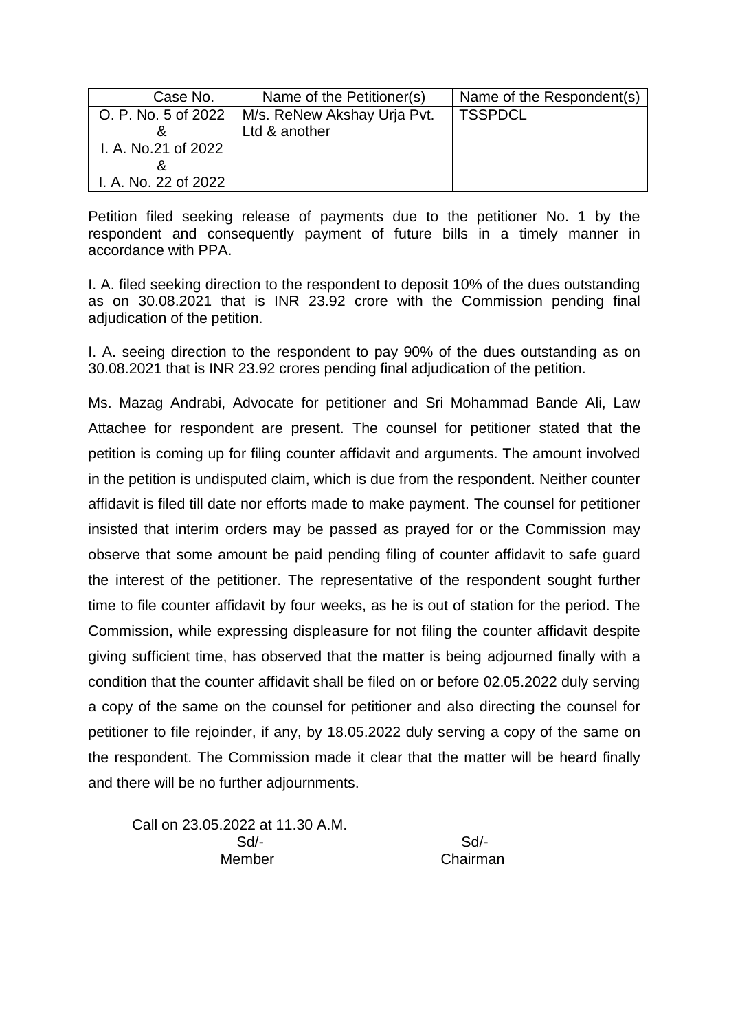| Case No. | Name of the Petitioner(s) | Name of the Respondent(s) |
|---|---|---|
| O. P. No. 5 of 2022 & I. A. No.21 of 2022 & I. A. No. 22 of 2022 | M/s. ReNew Akshay Urja Pvt. Ltd & another | TSSPDCL |

Petition filed seeking release of payments due to the petitioner No. 1 by the respondent and consequently payment of future bills in a timely manner in accordance with PPA.

I. A. filed seeking direction to the respondent to deposit 10% of the dues outstanding as on 30.08.2021 that is INR 23.92 crore with the Commission pending final adjudication of the petition.

I. A. seeing direction to the respondent to pay 90% of the dues outstanding as on 30.08.2021 that is INR 23.92 crores pending final adjudication of the petition.

Ms. Mazag Andrabi, Advocate for petitioner and Sri Mohammad Bande Ali, Law Attachee for respondent are present. The counsel for petitioner stated that the petition is coming up for filing counter affidavit and arguments. The amount involved in the petition is undisputed claim, which is due from the respondent. Neither counter affidavit is filed till date nor efforts made to make payment. The counsel for petitioner insisted that interim orders may be passed as prayed for or the Commission may observe that some amount be paid pending filing of counter affidavit to safe guard the interest of the petitioner. The representative of the respondent sought further time to file counter affidavit by four weeks, as he is out of station for the period. The Commission, while expressing displeasure for not filing the counter affidavit despite giving sufficient time, has observed that the matter is being adjourned finally with a condition that the counter affidavit shall be filed on or before 02.05.2022 duly serving a copy of the same on the counsel for petitioner and also directing the counsel for petitioner to file rejoinder, if any, by 18.05.2022 duly serving a copy of the same on the respondent. The Commission made it clear that the matter will be heard finally and there will be no further adjournments.

Call on 23.05.2022 at 11.30 A.M.

| Sd/- | Sd/- |
|---|---|
| Member | Chairman |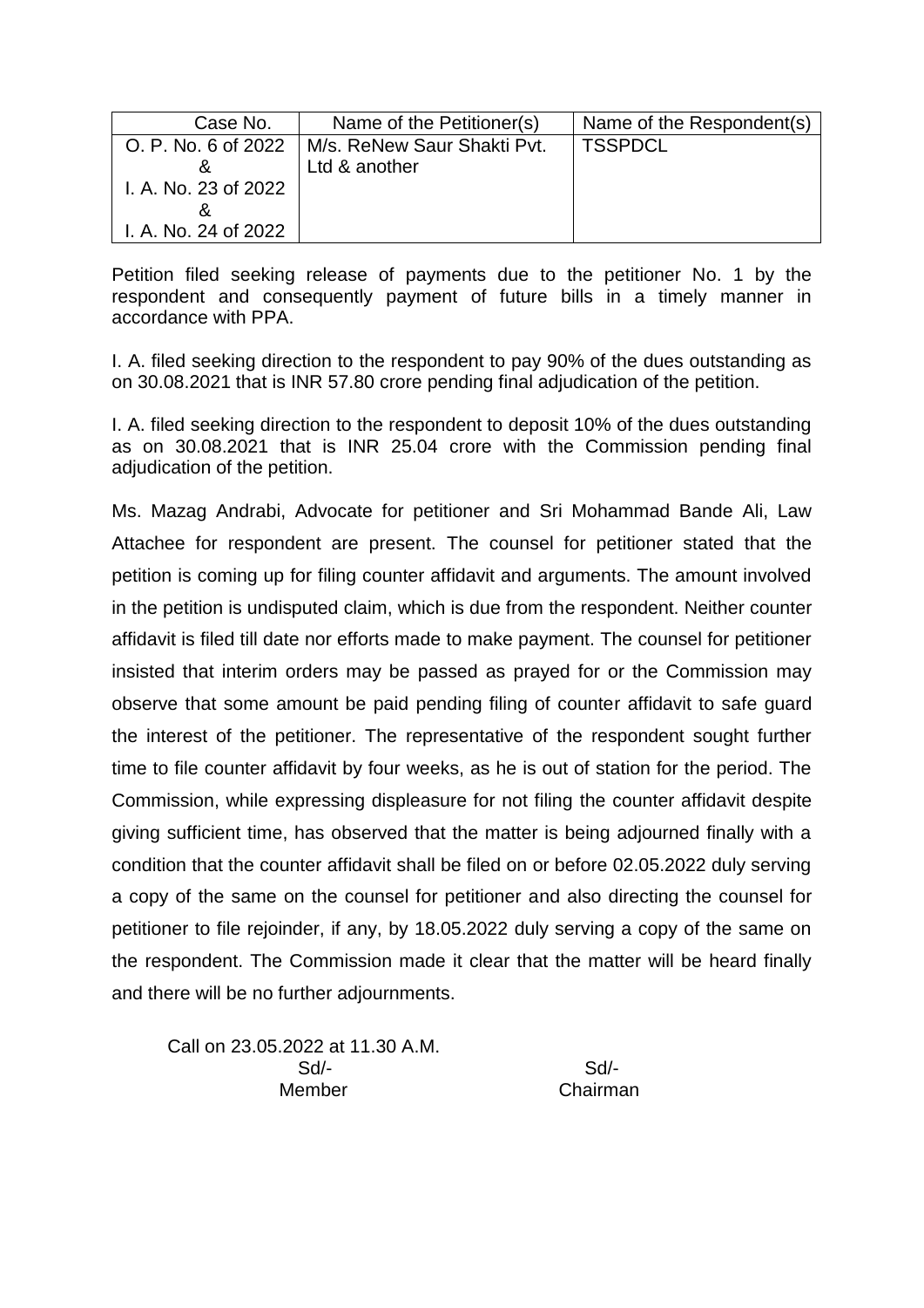| Case No. | Name of the Petitioner(s) | Name of the Respondent(s) |
|---|---|---|
| O. P. No. 6 of 2022 & I. A. No. 23 of 2022 & I. A. No. 24 of 2022 | M/s. ReNew Saur Shakti Pvt. Ltd & another | TSSPDCL |

Petition filed seeking release of payments due to the petitioner No. 1 by the respondent and consequently payment of future bills in a timely manner in accordance with PPA.

I. A. filed seeking direction to the respondent to pay 90% of the dues outstanding as on 30.08.2021 that is INR 57.80 crore pending final adjudication of the petition.

I. A. filed seeking direction to the respondent to deposit 10% of the dues outstanding as on 30.08.2021 that is INR 25.04 crore with the Commission pending final adjudication of the petition.

Ms. Mazag Andrabi, Advocate for petitioner and Sri Mohammad Bande Ali, Law Attachee for respondent are present. The counsel for petitioner stated that the petition is coming up for filing counter affidavit and arguments. The amount involved in the petition is undisputed claim, which is due from the respondent. Neither counter affidavit is filed till date nor efforts made to make payment. The counsel for petitioner insisted that interim orders may be passed as prayed for or the Commission may observe that some amount be paid pending filing of counter affidavit to safe guard the interest of the petitioner. The representative of the respondent sought further time to file counter affidavit by four weeks, as he is out of station for the period. The Commission, while expressing displeasure for not filing the counter affidavit despite giving sufficient time, has observed that the matter is being adjourned finally with a condition that the counter affidavit shall be filed on or before 02.05.2022 duly serving a copy of the same on the counsel for petitioner and also directing the counsel for petitioner to file rejoinder, if any, by 18.05.2022 duly serving a copy of the same on the respondent. The Commission made it clear that the matter will be heard finally and there will be no further adjournments.

Call on 23.05.2022 at 11.30 A.M.

| Sd/- | Sd/- |
|---|---|
| Member | Chairman |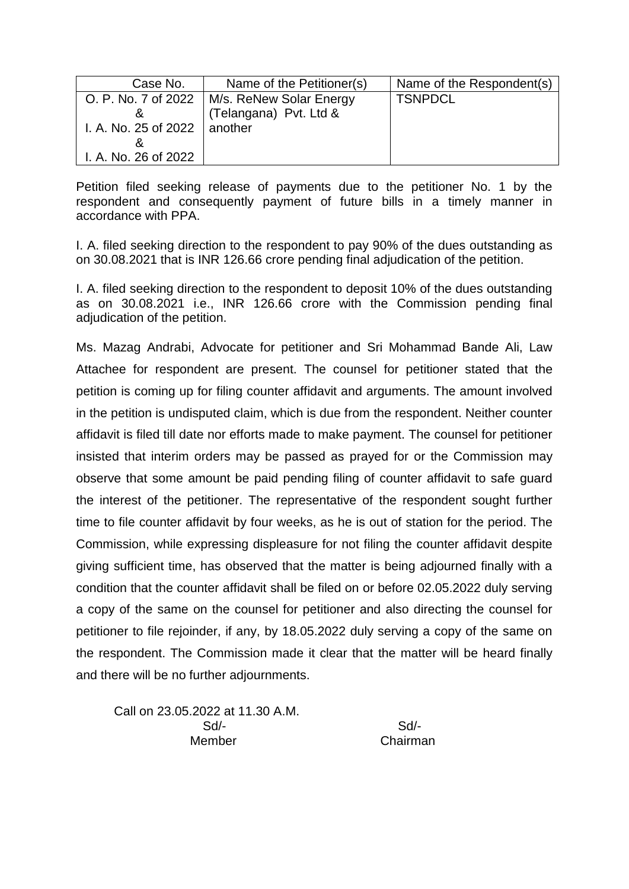| Case No. | Name of the Petitioner(s) | Name of the Respondent(s) |
|---|---|---|
| O. P. No. 7 of 2022 & I. A. No. 25 of 2022 & I. A. No. 26 of 2022 | M/s. ReNew Solar Energy (Telangana) Pvt. Ltd & another | TSNPDCL |

Petition filed seeking release of payments due to the petitioner No. 1 by the respondent and consequently payment of future bills in a timely manner in accordance with PPA.

I. A. filed seeking direction to the respondent to pay 90% of the dues outstanding as on 30.08.2021 that is INR 126.66 crore pending final adjudication of the petition.

I. A. filed seeking direction to the respondent to deposit 10% of the dues outstanding as on 30.08.2021 i.e., INR 126.66 crore with the Commission pending final adjudication of the petition.

Ms. Mazag Andrabi, Advocate for petitioner and Sri Mohammad Bande Ali, Law Attachee for respondent are present. The counsel for petitioner stated that the petition is coming up for filing counter affidavit and arguments. The amount involved in the petition is undisputed claim, which is due from the respondent. Neither counter affidavit is filed till date nor efforts made to make payment. The counsel for petitioner insisted that interim orders may be passed as prayed for or the Commission may observe that some amount be paid pending filing of counter affidavit to safe guard the interest of the petitioner. The representative of the respondent sought further time to file counter affidavit by four weeks, as he is out of station for the period. The Commission, while expressing displeasure for not filing the counter affidavit despite giving sufficient time, has observed that the matter is being adjourned finally with a condition that the counter affidavit shall be filed on or before 02.05.2022 duly serving a copy of the same on the counsel for petitioner and also directing the counsel for petitioner to file rejoinder, if any, by 18.05.2022 duly serving a copy of the same on the respondent. The Commission made it clear that the matter will be heard finally and there will be no further adjournments.

Call on 23.05.2022 at 11.30 A.M.

| Sd/- | Sd/- |
|---|---|
| Member | Chairman |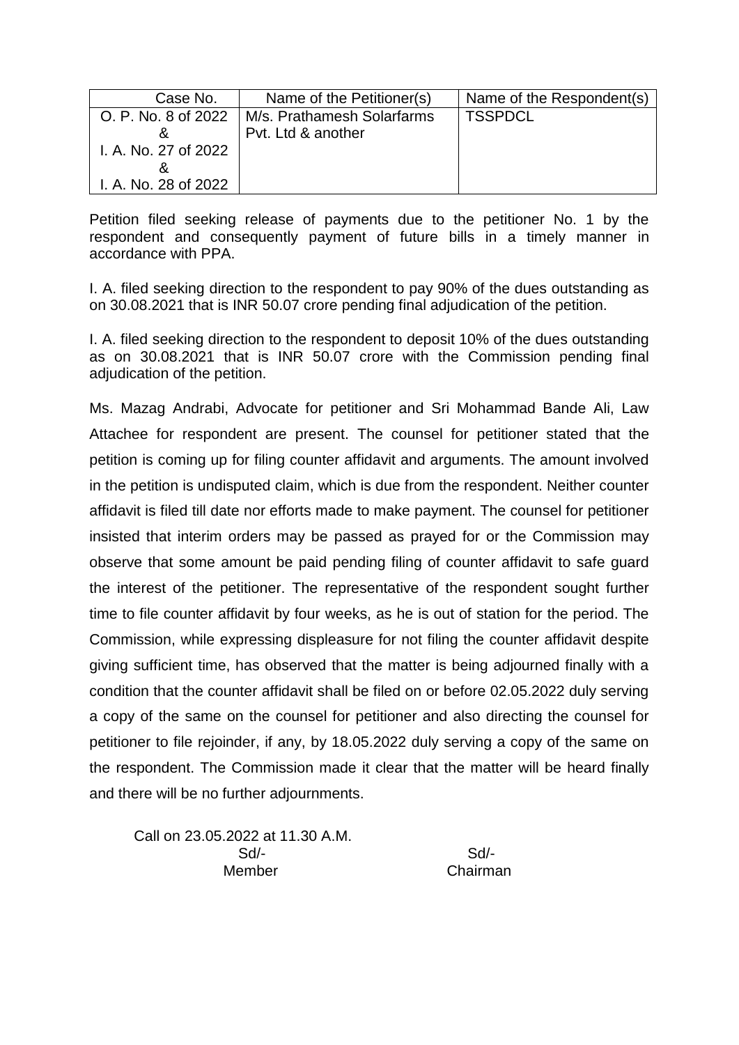| Case No. | Name of the Petitioner(s) | Name of the Respondent(s) |
|---|---|---|
| O. P. No. 8 of 2022 & I. A. No. 27 of 2022 & I. A. No. 28 of 2022 | M/s. Prathamesh Solarfarms Pvt. Ltd & another | TSSPDCL |

Petition filed seeking release of payments due to the petitioner No. 1 by the respondent and consequently payment of future bills in a timely manner in accordance with PPA.

I. A. filed seeking direction to the respondent to pay 90% of the dues outstanding as on 30.08.2021 that is INR 50.07 crore pending final adjudication of the petition.

I. A. filed seeking direction to the respondent to deposit 10% of the dues outstanding as on 30.08.2021 that is INR 50.07 crore with the Commission pending final adjudication of the petition.

Ms. Mazag Andrabi, Advocate for petitioner and Sri Mohammad Bande Ali, Law Attachee for respondent are present. The counsel for petitioner stated that the petition is coming up for filing counter affidavit and arguments. The amount involved in the petition is undisputed claim, which is due from the respondent. Neither counter affidavit is filed till date nor efforts made to make payment. The counsel for petitioner insisted that interim orders may be passed as prayed for or the Commission may observe that some amount be paid pending filing of counter affidavit to safe guard the interest of the petitioner. The representative of the respondent sought further time to file counter affidavit by four weeks, as he is out of station for the period. The Commission, while expressing displeasure for not filing the counter affidavit despite giving sufficient time, has observed that the matter is being adjourned finally with a condition that the counter affidavit shall be filed on or before 02.05.2022 duly serving a copy of the same on the counsel for petitioner and also directing the counsel for petitioner to file rejoinder, if any, by 18.05.2022 duly serving a copy of the same on the respondent. The Commission made it clear that the matter will be heard finally and there will be no further adjournments.

Call on 23.05.2022 at 11.30 A.M.

| Sd/- | Sd/- |
|---|---|
| Member | Chairman |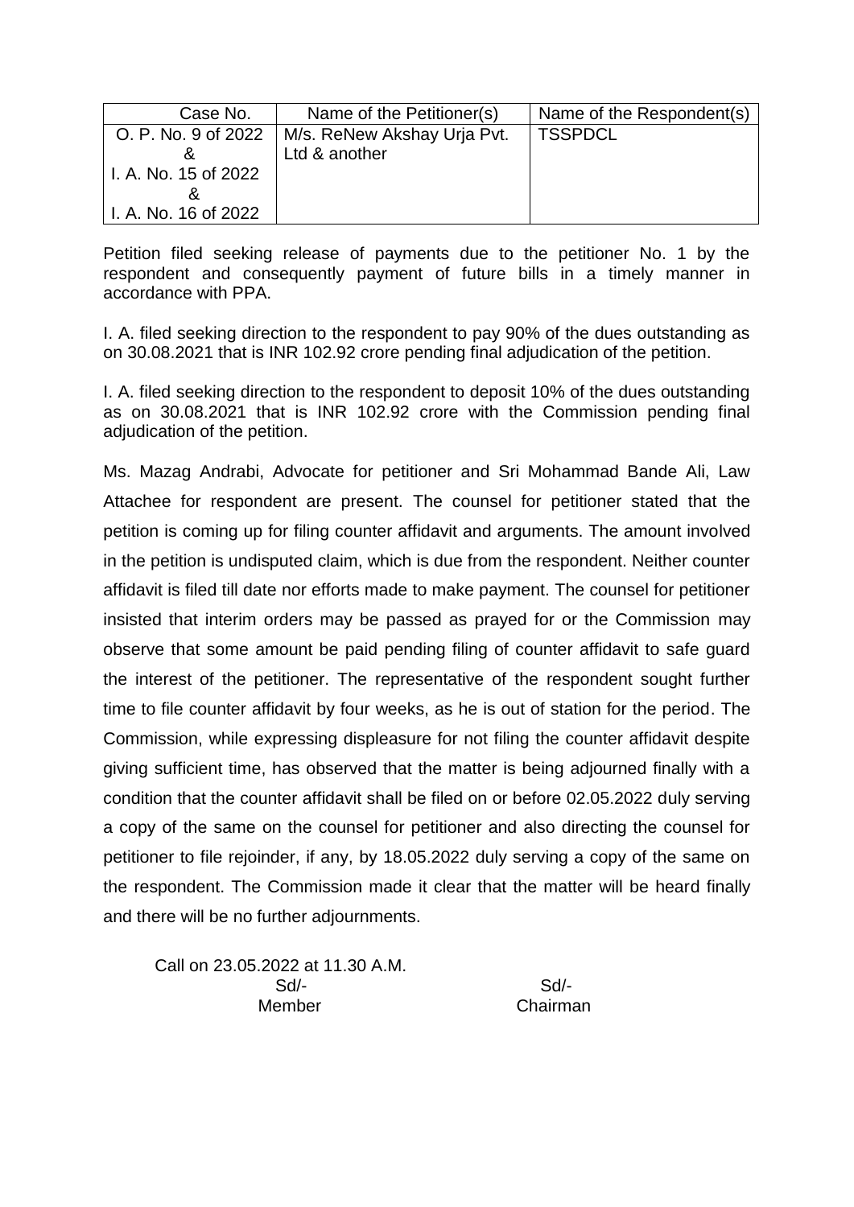| Case No. | Name of the Petitioner(s) | Name of the Respondent(s) |
|---|---|---|
| O. P. No. 9 of 2022 & I. A. No. 15 of 2022 & I. A. No. 16 of 2022 | M/s. ReNew Akshay Urja Pvt. Ltd & another | TSSPDCL |

Petition filed seeking release of payments due to the petitioner No. 1 by the respondent and consequently payment of future bills in a timely manner in accordance with PPA.

I. A. filed seeking direction to the respondent to pay 90% of the dues outstanding as on 30.08.2021 that is INR 102.92 crore pending final adjudication of the petition.

I. A. filed seeking direction to the respondent to deposit 10% of the dues outstanding as on 30.08.2021 that is INR 102.92 crore with the Commission pending final adjudication of the petition.

Ms. Mazag Andrabi, Advocate for petitioner and Sri Mohammad Bande Ali, Law Attachee for respondent are present. The counsel for petitioner stated that the petition is coming up for filing counter affidavit and arguments. The amount involved in the petition is undisputed claim, which is due from the respondent. Neither counter affidavit is filed till date nor efforts made to make payment. The counsel for petitioner insisted that interim orders may be passed as prayed for or the Commission may observe that some amount be paid pending filing of counter affidavit to safe guard the interest of the petitioner. The representative of the respondent sought further time to file counter affidavit by four weeks, as he is out of station for the period. The Commission, while expressing displeasure for not filing the counter affidavit despite giving sufficient time, has observed that the matter is being adjourned finally with a condition that the counter affidavit shall be filed on or before 02.05.2022 duly serving a copy of the same on the counsel for petitioner and also directing the counsel for petitioner to file rejoinder, if any, by 18.05.2022 duly serving a copy of the same on the respondent. The Commission made it clear that the matter will be heard finally and there will be no further adjournments.

Call on 23.05.2022 at 11.30 A.M.

| Sd/- | Sd/- |
|---|---|
| Member | Chairman |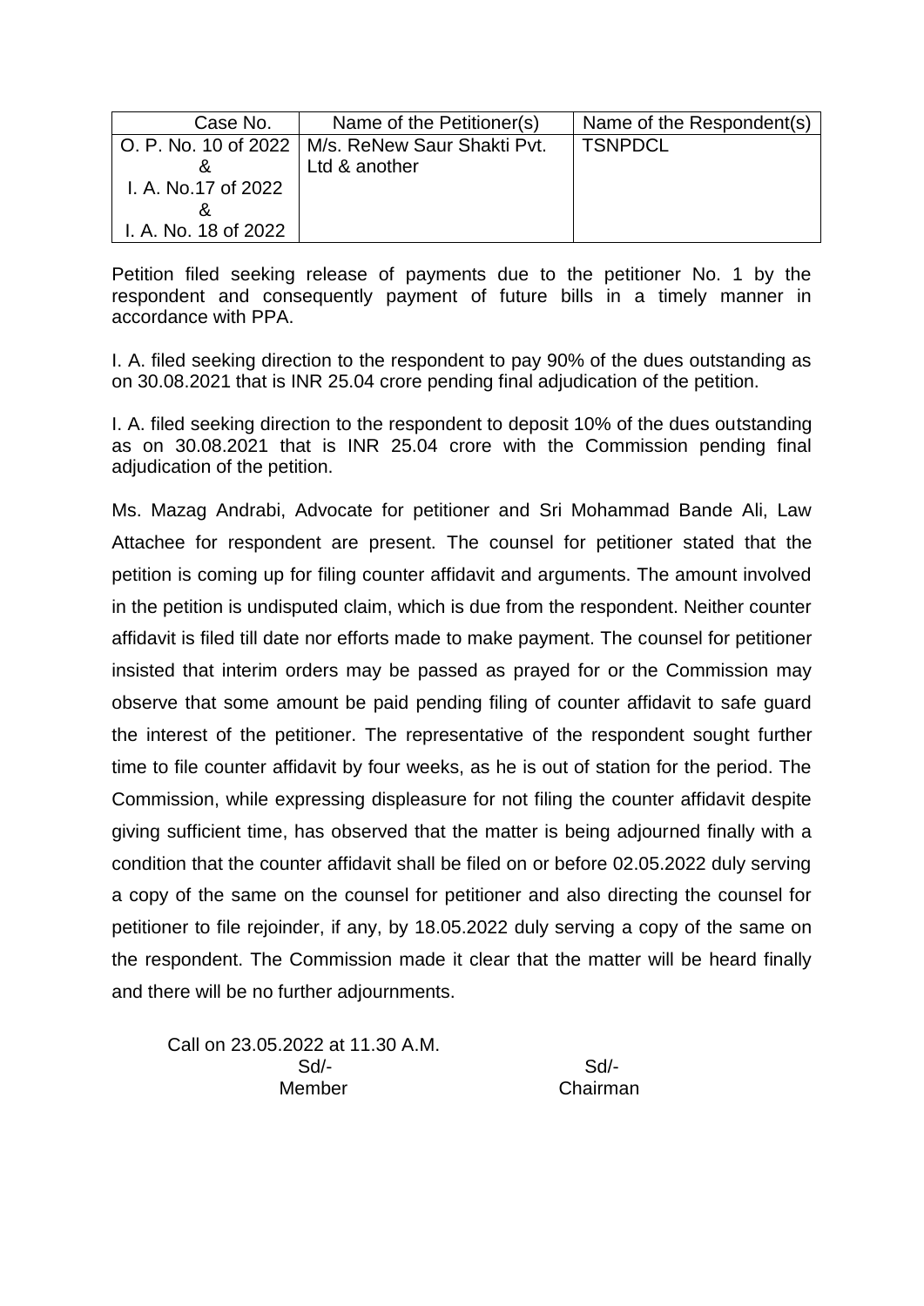| Case No. | Name of the Petitioner(s) | Name of the Respondent(s) |
|---|---|---|
| O. P. No. 10 of 2022 & I. A. No.17 of 2022 & I. A. No. 18 of 2022 | M/s. ReNew Saur Shakti Pvt. Ltd & another | TSNPDCL |

Petition filed seeking release of payments due to the petitioner No. 1 by the respondent and consequently payment of future bills in a timely manner in accordance with PPA.

I. A. filed seeking direction to the respondent to pay 90% of the dues outstanding as on 30.08.2021 that is INR 25.04 crore pending final adjudication of the petition.

I. A. filed seeking direction to the respondent to deposit 10% of the dues outstanding as on 30.08.2021 that is INR 25.04 crore with the Commission pending final adjudication of the petition.

Ms. Mazag Andrabi, Advocate for petitioner and Sri Mohammad Bande Ali, Law Attachee for respondent are present. The counsel for petitioner stated that the petition is coming up for filing counter affidavit and arguments. The amount involved in the petition is undisputed claim, which is due from the respondent. Neither counter affidavit is filed till date nor efforts made to make payment. The counsel for petitioner insisted that interim orders may be passed as prayed for or the Commission may observe that some amount be paid pending filing of counter affidavit to safe guard the interest of the petitioner. The representative of the respondent sought further time to file counter affidavit by four weeks, as he is out of station for the period. The Commission, while expressing displeasure for not filing the counter affidavit despite giving sufficient time, has observed that the matter is being adjourned finally with a condition that the counter affidavit shall be filed on or before 02.05.2022 duly serving a copy of the same on the counsel for petitioner and also directing the counsel for petitioner to file rejoinder, if any, by 18.05.2022 duly serving a copy of the same on the respondent. The Commission made it clear that the matter will be heard finally and there will be no further adjournments.

Call on 23.05.2022 at 11.30 A.M.

| Sd/- | Sd/- |
|---|---|
| Member | Chairman |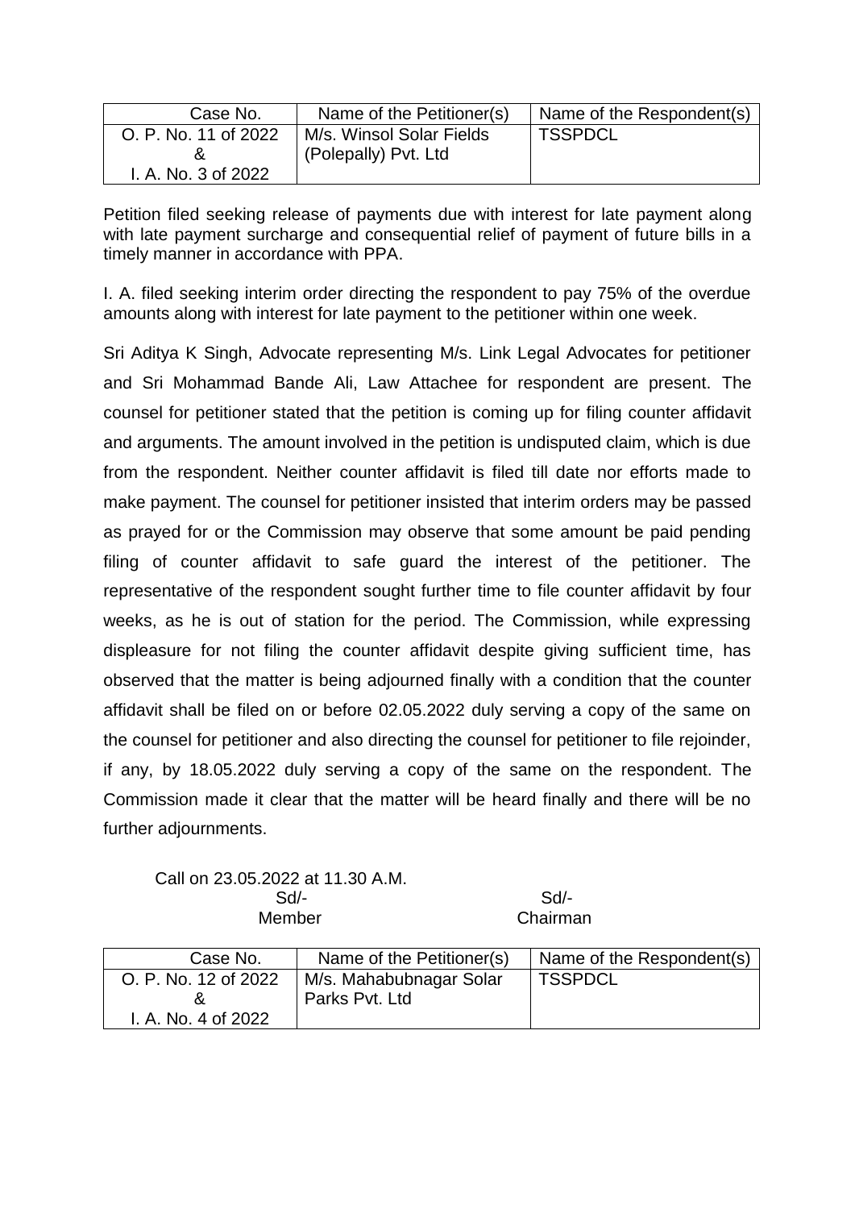| Case No. | Name of the Petitioner(s) | Name of the Respondent(s) |
|---|---|---|
| O. P. No. 11 of 2022 & I. A. No. 3 of 2022 | M/s. Winsol Solar Fields (Polepally) Pvt. Ltd | TSSPDCL |

Petition filed seeking release of payments due with interest for late payment along with late payment surcharge and consequential relief of payment of future bills in a timely manner in accordance with PPA.

I. A. filed seeking interim order directing the respondent to pay 75% of the overdue amounts along with interest for late payment to the petitioner within one week.

Sri Aditya K Singh, Advocate representing M/s. Link Legal Advocates for petitioner and Sri Mohammad Bande Ali, Law Attachee for respondent are present. The counsel for petitioner stated that the petition is coming up for filing counter affidavit and arguments. The amount involved in the petition is undisputed claim, which is due from the respondent. Neither counter affidavit is filed till date nor efforts made to make payment. The counsel for petitioner insisted that interim orders may be passed as prayed for or the Commission may observe that some amount be paid pending filing of counter affidavit to safe guard the interest of the petitioner. The representative of the respondent sought further time to file counter affidavit by four weeks, as he is out of station for the period. The Commission, while expressing displeasure for not filing the counter affidavit despite giving sufficient time, has observed that the matter is being adjourned finally with a condition that the counter affidavit shall be filed on or before 02.05.2022 duly serving a copy of the same on the counsel for petitioner and also directing the counsel for petitioner to file rejoinder, if any, by 18.05.2022 duly serving a copy of the same on the respondent. The Commission made it clear that the matter will be heard finally and there will be no further adjournments.

Call on 23.05.2022 at 11.30 A.M.

| Sd/- | Sd/- |
|---|---|
| Member | Chairman |

| Case No. | Name of the Petitioner(s) | Name of the Respondent(s) |
|---|---|---|
| O. P. No. 12 of 2022 & I. A. No. 4 of 2022 | M/s. Mahabubnagar Solar Parks Pvt. Ltd | TSSPDCL |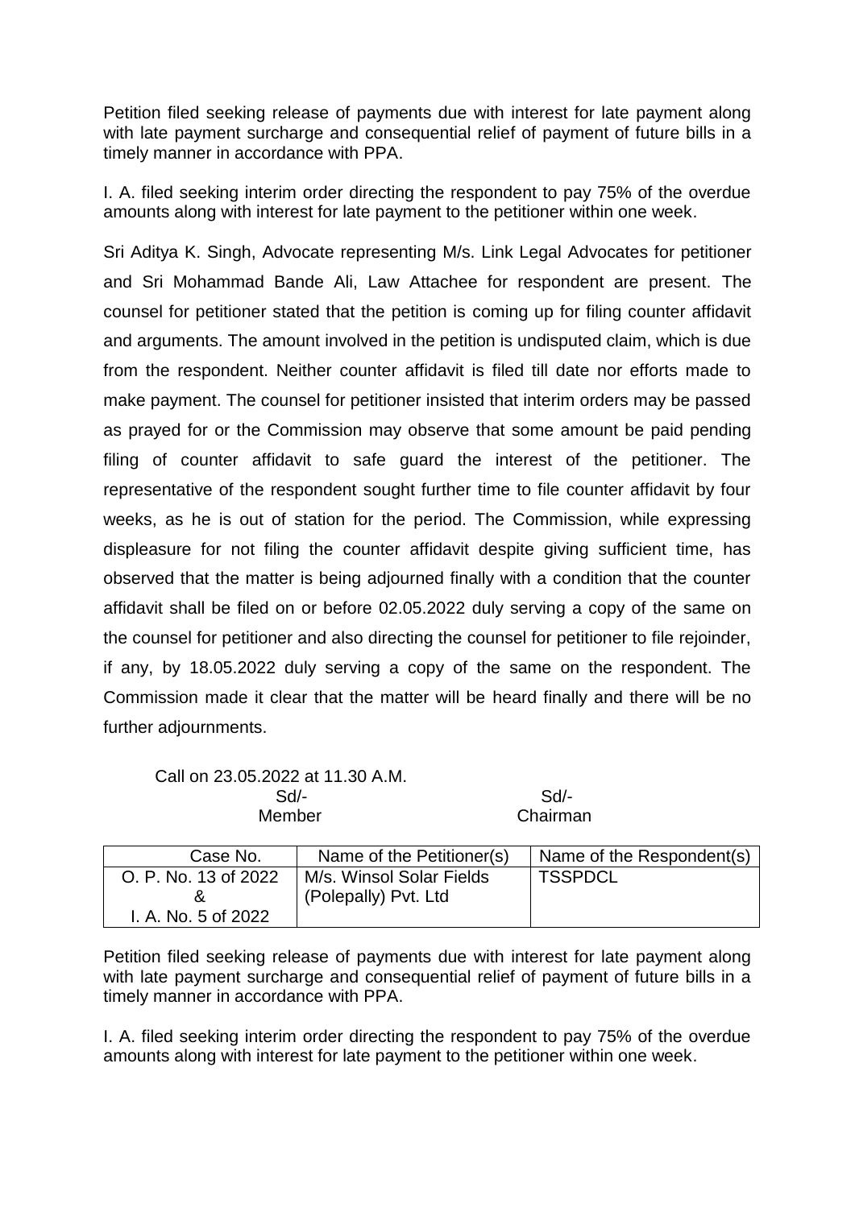Petition filed seeking release of payments due with interest for late payment along with late payment surcharge and consequential relief of payment of future bills in a timely manner in accordance with PPA.

I. A. filed seeking interim order directing the respondent to pay 75% of the overdue amounts along with interest for late payment to the petitioner within one week.

Sri Aditya K. Singh, Advocate representing M/s. Link Legal Advocates for petitioner and Sri Mohammad Bande Ali, Law Attachee for respondent are present. The counsel for petitioner stated that the petition is coming up for filing counter affidavit and arguments. The amount involved in the petition is undisputed claim, which is due from the respondent. Neither counter affidavit is filed till date nor efforts made to make payment. The counsel for petitioner insisted that interim orders may be passed as prayed for or the Commission may observe that some amount be paid pending filing of counter affidavit to safe guard the interest of the petitioner. The representative of the respondent sought further time to file counter affidavit by four weeks, as he is out of station for the period. The Commission, while expressing displeasure for not filing the counter affidavit despite giving sufficient time, has observed that the matter is being adjourned finally with a condition that the counter affidavit shall be filed on or before 02.05.2022 duly serving a copy of the same on the counsel for petitioner and also directing the counsel for petitioner to file rejoinder, if any, by 18.05.2022 duly serving a copy of the same on the respondent. The Commission made it clear that the matter will be heard finally and there will be no further adjournments.

Call on 23.05.2022 at 11.30 A.M.

| Sd/- | Sd/- |
|---|---|
| Member | Chairman |

| Case No. | Name of the Petitioner(s) | Name of the Respondent(s) |
|---|---|---|
| O. P. No. 13 of 2022 & I. A. No. 5 of 2022 | M/s. Winsol Solar Fields (Polepally) Pvt. Ltd | TSSPDCL |

Petition filed seeking release of payments due with interest for late payment along with late payment surcharge and consequential relief of payment of future bills in a timely manner in accordance with PPA.

I. A. filed seeking interim order directing the respondent to pay 75% of the overdue amounts along with interest for late payment to the petitioner within one week.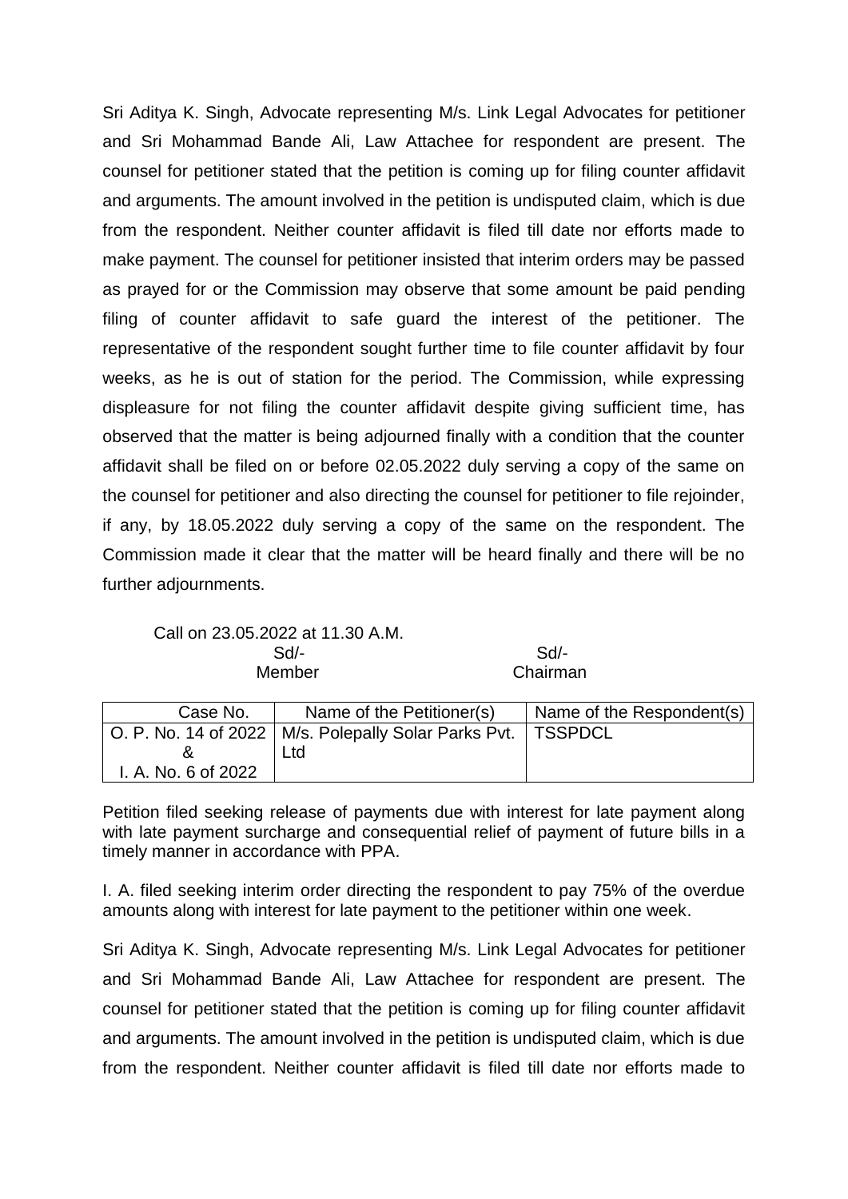Sri Aditya K. Singh, Advocate representing M/s. Link Legal Advocates for petitioner and Sri Mohammad Bande Ali, Law Attachee for respondent are present. The counsel for petitioner stated that the petition is coming up for filing counter affidavit and arguments. The amount involved in the petition is undisputed claim, which is due from the respondent. Neither counter affidavit is filed till date nor efforts made to make payment. The counsel for petitioner insisted that interim orders may be passed as prayed for or the Commission may observe that some amount be paid pending filing of counter affidavit to safe guard the interest of the petitioner. The representative of the respondent sought further time to file counter affidavit by four weeks, as he is out of station for the period. The Commission, while expressing displeasure for not filing the counter affidavit despite giving sufficient time, has observed that the matter is being adjourned finally with a condition that the counter affidavit shall be filed on or before 02.05.2022 duly serving a copy of the same on the counsel for petitioner and also directing the counsel for petitioner to file rejoinder, if any, by 18.05.2022 duly serving a copy of the same on the respondent. The Commission made it clear that the matter will be heard finally and there will be no further adjournments.

Call on 23.05.2022 at 11.30 A.M.

| Sd/- | Sd/- |
|---|---|
| Member | Chairman |

| Case No. | Name of the Petitioner(s) | Name of the Respondent(s) |
|---|---|---|
| O. P. No. 14 of 2022 & I. A. No. 6 of 2022 | M/s. Polepally Solar Parks Pvt. Ltd | TSSPDCL |

Petition filed seeking release of payments due with interest for late payment along with late payment surcharge and consequential relief of payment of future bills in a timely manner in accordance with PPA.

I. A. filed seeking interim order directing the respondent to pay 75% of the overdue amounts along with interest for late payment to the petitioner within one week.

Sri Aditya K. Singh, Advocate representing M/s. Link Legal Advocates for petitioner and Sri Mohammad Bande Ali, Law Attachee for respondent are present. The counsel for petitioner stated that the petition is coming up for filing counter affidavit and arguments. The amount involved in the petition is undisputed claim, which is due from the respondent. Neither counter affidavit is filed till date nor efforts made to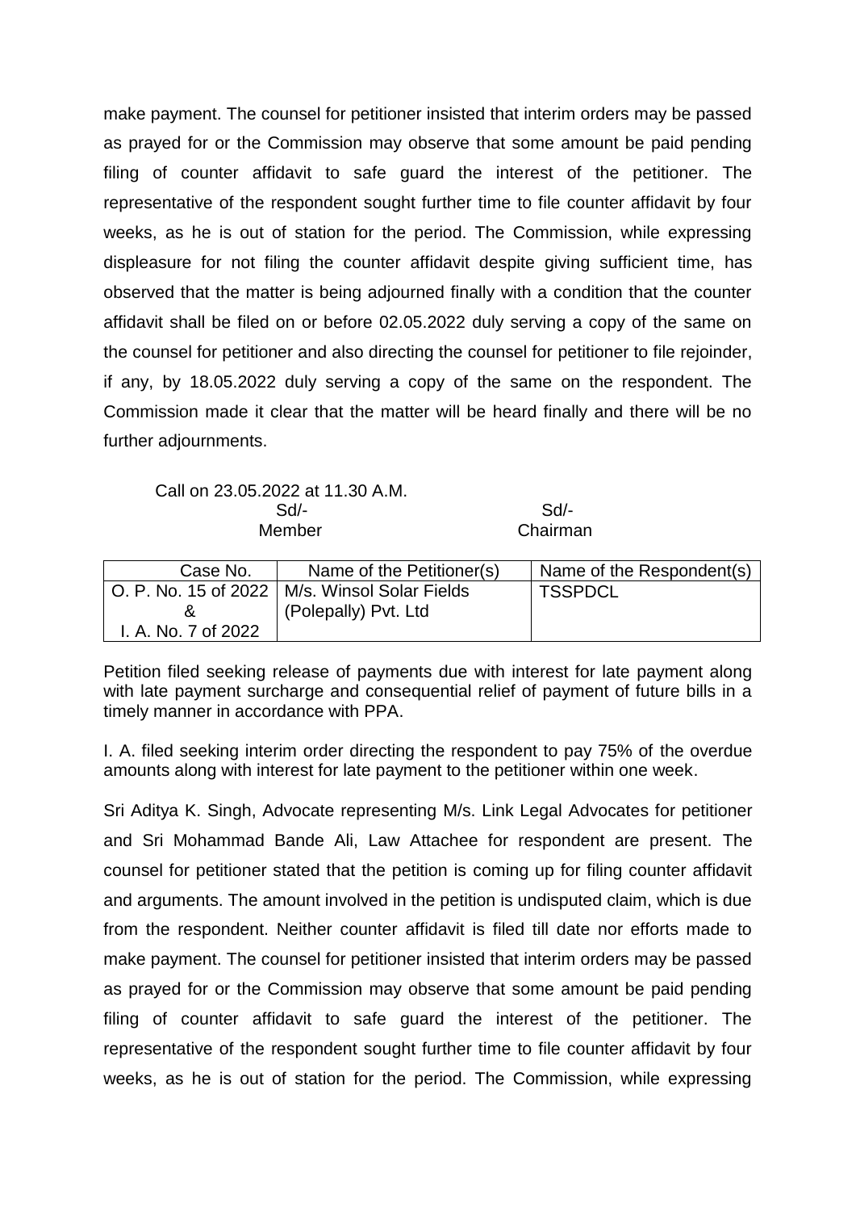make payment. The counsel for petitioner insisted that interim orders may be passed as prayed for or the Commission may observe that some amount be paid pending filing of counter affidavit to safe guard the interest of the petitioner. The representative of the respondent sought further time to file counter affidavit by four weeks, as he is out of station for the period. The Commission, while expressing displeasure for not filing the counter affidavit despite giving sufficient time, has observed that the matter is being adjourned finally with a condition that the counter affidavit shall be filed on or before 02.05.2022 duly serving a copy of the same on the counsel for petitioner and also directing the counsel for petitioner to file rejoinder, if any, by 18.05.2022 duly serving a copy of the same on the respondent. The Commission made it clear that the matter will be heard finally and there will be no further adjournments.

Call on 23.05.2022 at 11.30 A.M.

| Sd/- | Sd/- |
|---|---|
| Member | Chairman |

| Case No. | Name of the Petitioner(s) | Name of the Respondent(s) |
|---|---|---|
| O. P. No. 15 of 2022 & I. A. No. 7 of 2022 | M/s. Winsol Solar Fields (Polepally) Pvt. Ltd | TSSPDCL |

Petition filed seeking release of payments due with interest for late payment along with late payment surcharge and consequential relief of payment of future bills in a timely manner in accordance with PPA.

I. A. filed seeking interim order directing the respondent to pay 75% of the overdue amounts along with interest for late payment to the petitioner within one week.

Sri Aditya K. Singh, Advocate representing M/s. Link Legal Advocates for petitioner and Sri Mohammad Bande Ali, Law Attachee for respondent are present. The counsel for petitioner stated that the petition is coming up for filing counter affidavit and arguments. The amount involved in the petition is undisputed claim, which is due from the respondent. Neither counter affidavit is filed till date nor efforts made to make payment. The counsel for petitioner insisted that interim orders may be passed as prayed for or the Commission may observe that some amount be paid pending filing of counter affidavit to safe guard the interest of the petitioner. The representative of the respondent sought further time to file counter affidavit by four weeks, as he is out of station for the period. The Commission, while expressing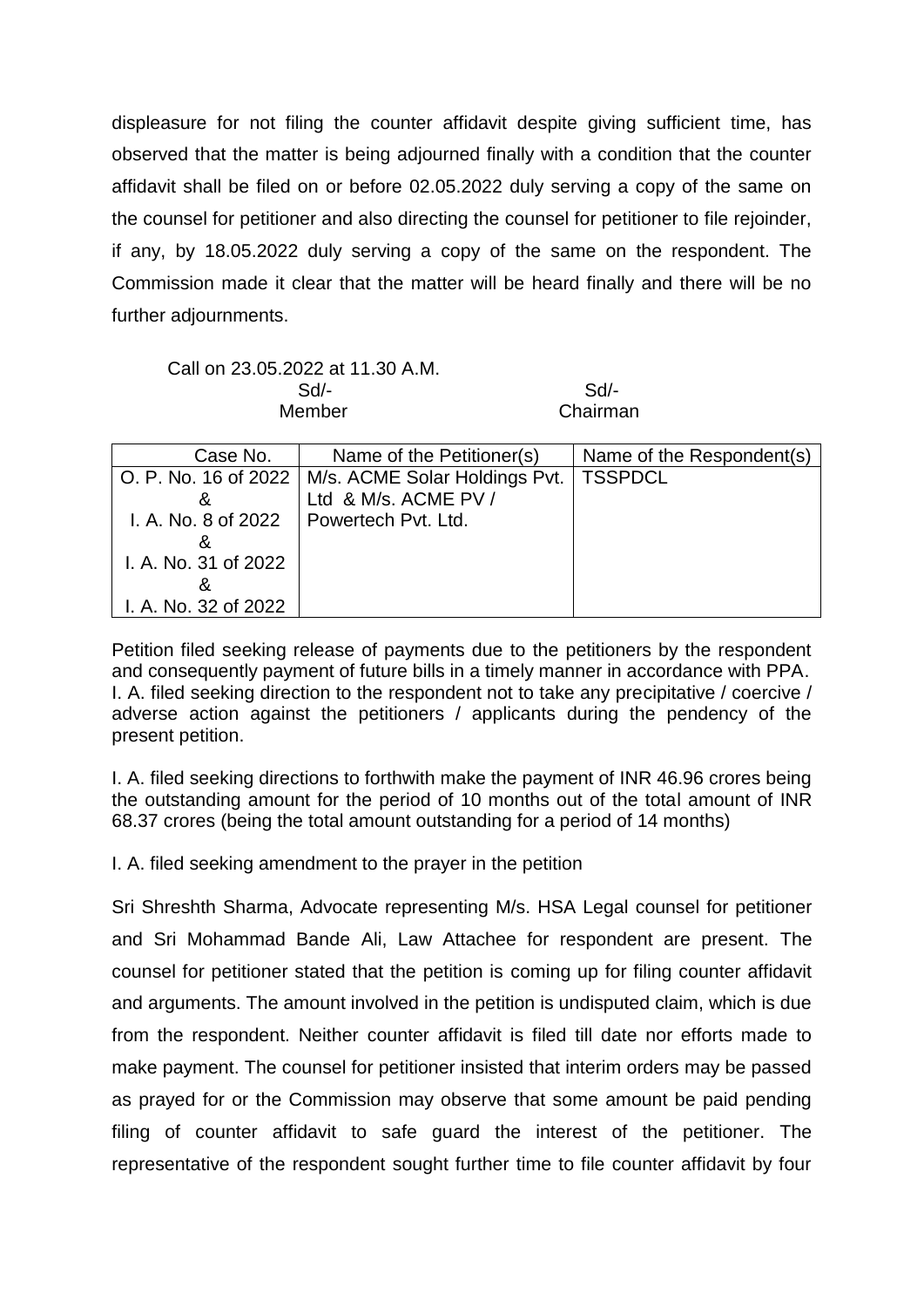displeasure for not filing the counter affidavit despite giving sufficient time, has observed that the matter is being adjourned finally with a condition that the counter affidavit shall be filed on or before 02.05.2022 duly serving a copy of the same on the counsel for petitioner and also directing the counsel for petitioner to file rejoinder, if any, by 18.05.2022 duly serving a copy of the same on the respondent. The Commission made it clear that the matter will be heard finally and there will be no further adjournments.

Call on 23.05.2022 at 11.30 A.M.

| Sd/- | Sd/- |
|---|---|
| Member | Chairman |

| Case No. | Name of the Petitioner(s) | Name of the Respondent(s) |
|---|---|---|
| O. P. No. 16 of 2022 & I. A. No. 8 of 2022 & I. A. No. 31 of 2022 & I. A. No. 32 of 2022 | M/s. ACME Solar Holdings Pvt. Ltd & M/s. ACME PV / Powertech Pvt. Ltd. | TSSPDCL |

Petition filed seeking release of payments due to the petitioners by the respondent and consequently payment of future bills in a timely manner in accordance with PPA. I. A. filed seeking direction to the respondent not to take any precipitative / coercive / adverse action against the petitioners / applicants during the pendency of the present petition.

I. A. filed seeking directions to forthwith make the payment of INR 46.96 crores being the outstanding amount for the period of 10 months out of the total amount of INR 68.37 crores (being the total amount outstanding for a period of 14 months)

I. A. filed seeking amendment to the prayer in the petition

Sri Shreshth Sharma, Advocate representing M/s. HSA Legal counsel for petitioner and Sri Mohammad Bande Ali, Law Attachee for respondent are present. The counsel for petitioner stated that the petition is coming up for filing counter affidavit and arguments. The amount involved in the petition is undisputed claim, which is due from the respondent. Neither counter affidavit is filed till date nor efforts made to make payment. The counsel for petitioner insisted that interim orders may be passed as prayed for or the Commission may observe that some amount be paid pending filing of counter affidavit to safe guard the interest of the petitioner. The representative of the respondent sought further time to file counter affidavit by four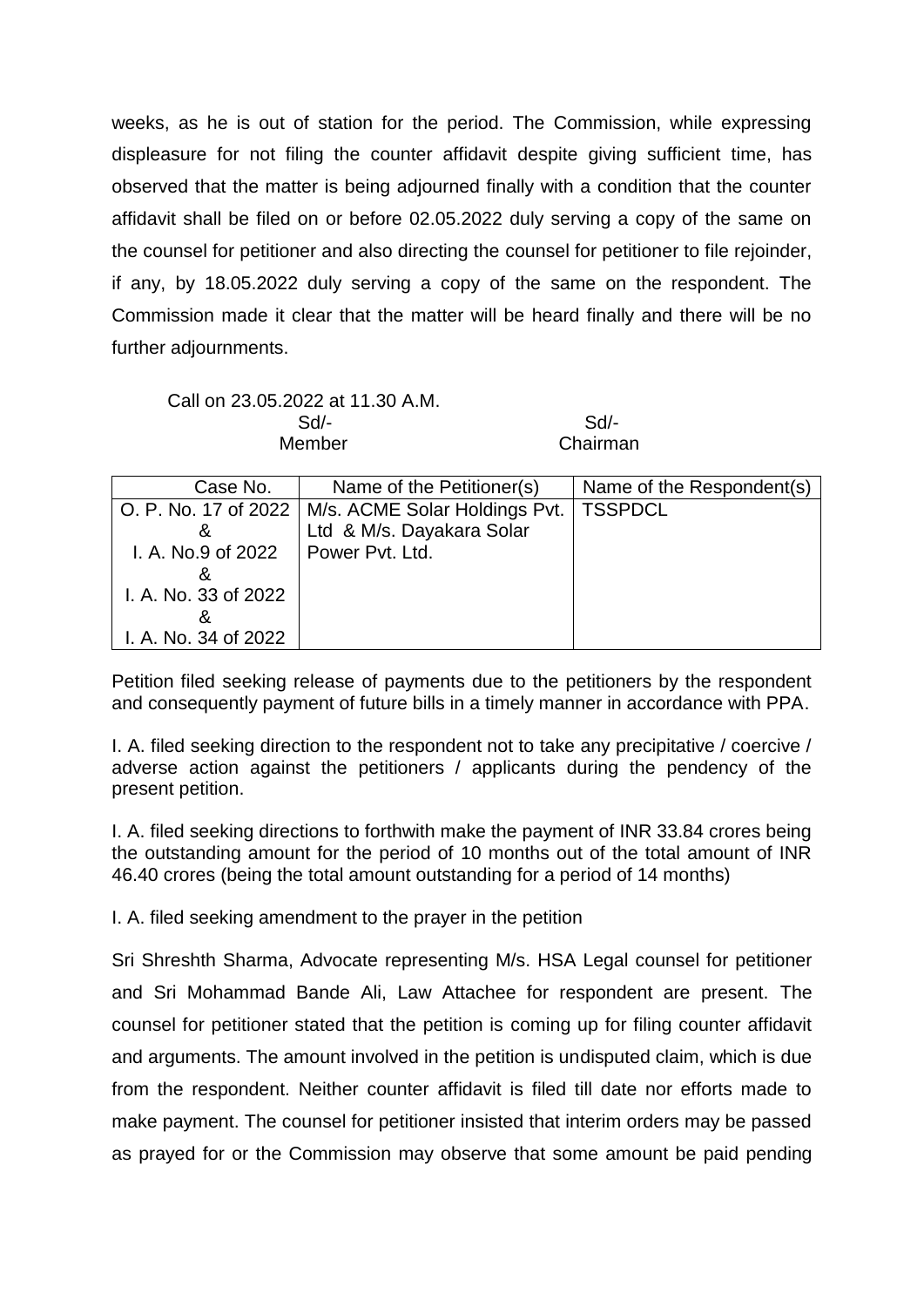weeks, as he is out of station for the period. The Commission, while expressing displeasure for not filing the counter affidavit despite giving sufficient time, has observed that the matter is being adjourned finally with a condition that the counter affidavit shall be filed on or before 02.05.2022 duly serving a copy of the same on the counsel for petitioner and also directing the counsel for petitioner to file rejoinder, if any, by 18.05.2022 duly serving a copy of the same on the respondent. The Commission made it clear that the matter will be heard finally and there will be no further adjournments.

Call on 23.05.2022 at 11.30 A.M.

| Sd/- | Sd/- |
|---|---|
| Member | Chairman |

| Case No. | Name of the Petitioner(s) | Name of the Respondent(s) |
|---|---|---|
| O. P. No. 17 of 2022 & I. A. No.9 of 2022 & I. A. No. 33 of 2022 & I. A. No. 34 of 2022 | M/s. ACME Solar Holdings Pvt. Ltd & M/s. Dayakara Solar Power Pvt. Ltd. | TSSPDCL |

Petition filed seeking release of payments due to the petitioners by the respondent and consequently payment of future bills in a timely manner in accordance with PPA.

I. A. filed seeking direction to the respondent not to take any precipitative / coercive / adverse action against the petitioners / applicants during the pendency of the present petition.

I. A. filed seeking directions to forthwith make the payment of INR 33.84 crores being the outstanding amount for the period of 10 months out of the total amount of INR 46.40 crores (being the total amount outstanding for a period of 14 months)

I. A. filed seeking amendment to the prayer in the petition

Sri Shreshth Sharma, Advocate representing M/s. HSA Legal counsel for petitioner and Sri Mohammad Bande Ali, Law Attachee for respondent are present. The counsel for petitioner stated that the petition is coming up for filing counter affidavit and arguments. The amount involved in the petition is undisputed claim, which is due from the respondent. Neither counter affidavit is filed till date nor efforts made to make payment. The counsel for petitioner insisted that interim orders may be passed as prayed for or the Commission may observe that some amount be paid pending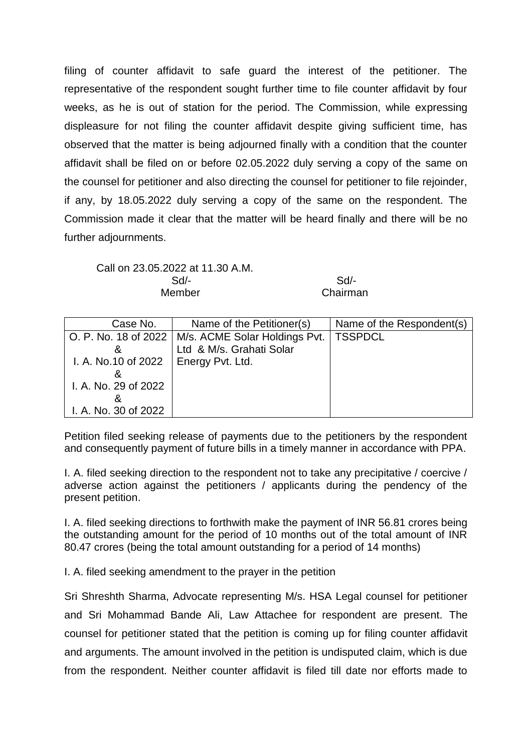filing of counter affidavit to safe guard the interest of the petitioner. The representative of the respondent sought further time to file counter affidavit by four weeks, as he is out of station for the period. The Commission, while expressing displeasure for not filing the counter affidavit despite giving sufficient time, has observed that the matter is being adjourned finally with a condition that the counter affidavit shall be filed on or before 02.05.2022 duly serving a copy of the same on the counsel for petitioner and also directing the counsel for petitioner to file rejoinder, if any, by 18.05.2022 duly serving a copy of the same on the respondent. The Commission made it clear that the matter will be heard finally and there will be no further adjournments.

Call on 23.05.2022 at 11.30 A.M.

| Sd/- | Sd/- |
|---|---|
| Member | Chairman |

| Case No. | Name of the Petitioner(s) | Name of the Respondent(s) |
|---|---|---|
| O. P. No. 18 of 2022 & I. A. No.10 of 2022 & I. A. No. 29 of 2022 & I. A. No. 30 of 2022 | M/s. ACME Solar Holdings Pvt. Ltd & M/s. Grahati Solar Energy Pvt. Ltd. | TSSPDCL |

Petition filed seeking release of payments due to the petitioners by the respondent and consequently payment of future bills in a timely manner in accordance with PPA.

I. A. filed seeking direction to the respondent not to take any precipitative / coercive / adverse action against the petitioners / applicants during the pendency of the present petition.

I. A. filed seeking directions to forthwith make the payment of INR 56.81 crores being the outstanding amount for the period of 10 months out of the total amount of INR 80.47 crores (being the total amount outstanding for a period of 14 months)

I. A. filed seeking amendment to the prayer in the petition

Sri Shreshth Sharma, Advocate representing M/s. HSA Legal counsel for petitioner and Sri Mohammad Bande Ali, Law Attachee for respondent are present. The counsel for petitioner stated that the petition is coming up for filing counter affidavit and arguments. The amount involved in the petition is undisputed claim, which is due from the respondent. Neither counter affidavit is filed till date nor efforts made to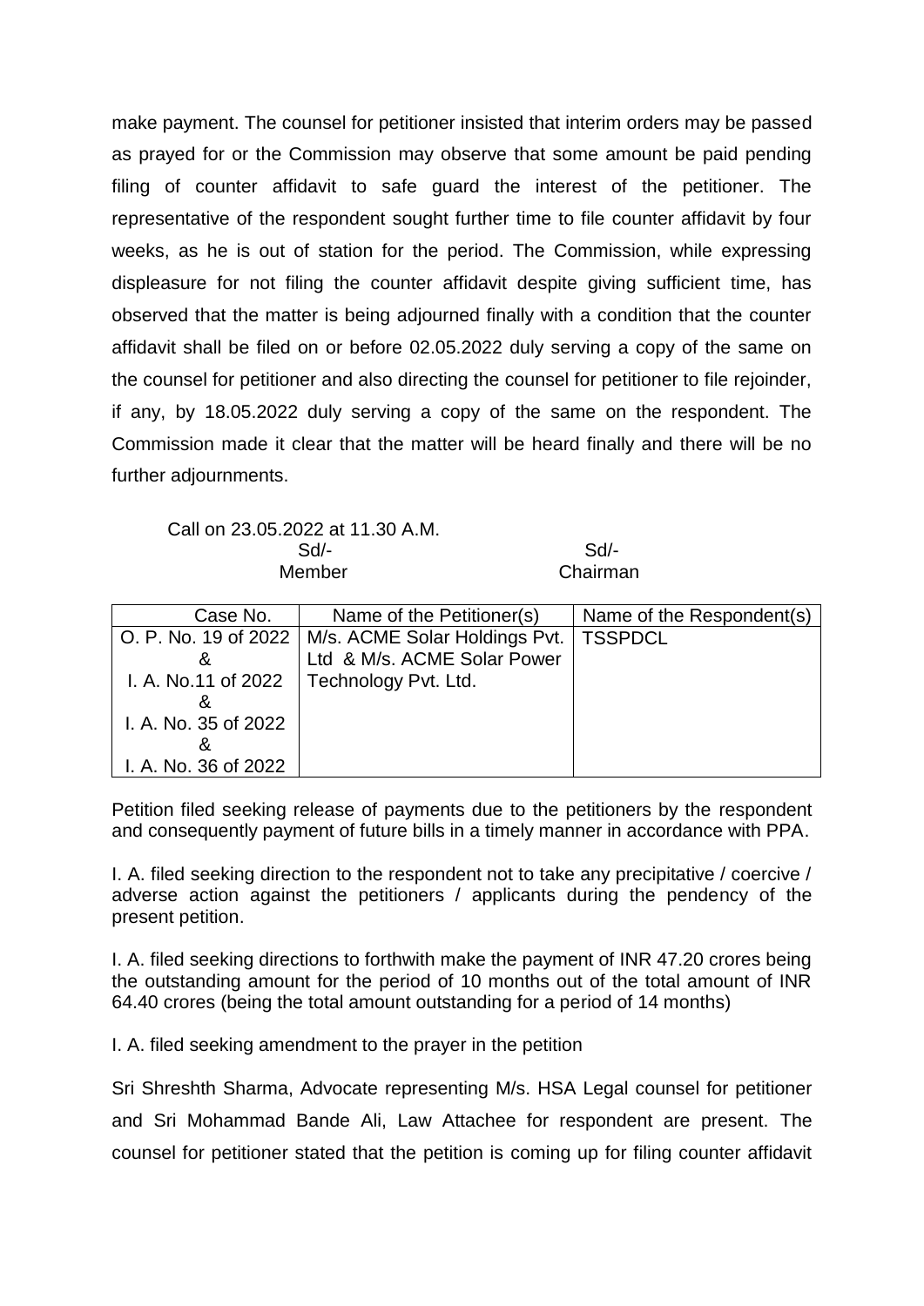make payment. The counsel for petitioner insisted that interim orders may be passed as prayed for or the Commission may observe that some amount be paid pending filing of counter affidavit to safe guard the interest of the petitioner. The representative of the respondent sought further time to file counter affidavit by four weeks, as he is out of station for the period. The Commission, while expressing displeasure for not filing the counter affidavit despite giving sufficient time, has observed that the matter is being adjourned finally with a condition that the counter affidavit shall be filed on or before 02.05.2022 duly serving a copy of the same on the counsel for petitioner and also directing the counsel for petitioner to file rejoinder, if any, by 18.05.2022 duly serving a copy of the same on the respondent. The Commission made it clear that the matter will be heard finally and there will be no further adjournments.

Call on 23.05.2022 at 11.30 A.M.

| Sd/- | Sd/- |
|---|---|
| Member | Chairman |

| Case No. | Name of the Petitioner(s) | Name of the Respondent(s) |
|---|---|---|
| O. P. No. 19 of 2022 & I. A. No.11 of 2022 & I. A. No. 35 of 2022 & I. A. No. 36 of 2022 | M/s. ACME Solar Holdings Pvt. Ltd & M/s. ACME Solar Power Technology Pvt. Ltd. | TSSPDCL |

Petition filed seeking release of payments due to the petitioners by the respondent and consequently payment of future bills in a timely manner in accordance with PPA.

I. A. filed seeking direction to the respondent not to take any precipitative / coercive / adverse action against the petitioners / applicants during the pendency of the present petition.

I. A. filed seeking directions to forthwith make the payment of INR 47.20 crores being the outstanding amount for the period of 10 months out of the total amount of INR 64.40 crores (being the total amount outstanding for a period of 14 months)

I. A. filed seeking amendment to the prayer in the petition

Sri Shreshth Sharma, Advocate representing M/s. HSA Legal counsel for petitioner and Sri Mohammad Bande Ali, Law Attachee for respondent are present. The counsel for petitioner stated that the petition is coming up for filing counter affidavit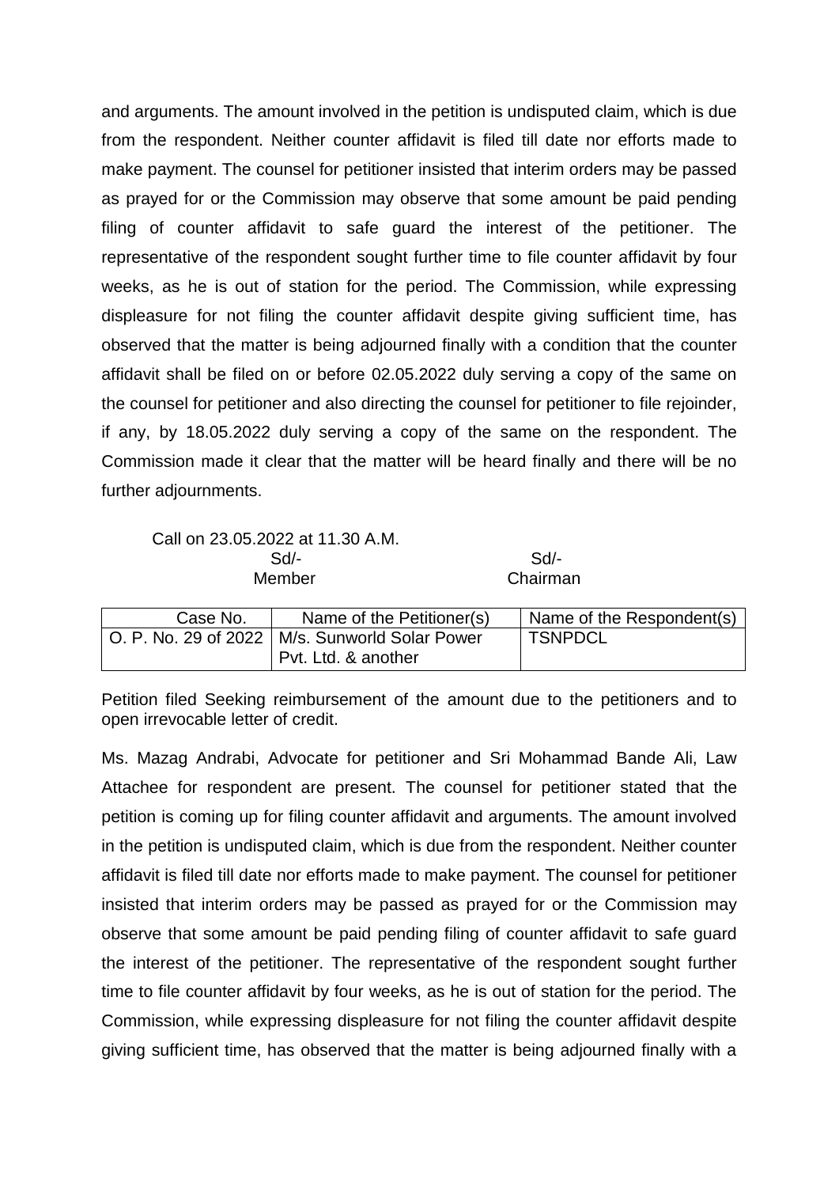and arguments. The amount involved in the petition is undisputed claim, which is due from the respondent. Neither counter affidavit is filed till date nor efforts made to make payment. The counsel for petitioner insisted that interim orders may be passed as prayed for or the Commission may observe that some amount be paid pending filing of counter affidavit to safe guard the interest of the petitioner. The representative of the respondent sought further time to file counter affidavit by four weeks, as he is out of station for the period. The Commission, while expressing displeasure for not filing the counter affidavit despite giving sufficient time, has observed that the matter is being adjourned finally with a condition that the counter affidavit shall be filed on or before 02.05.2022 duly serving a copy of the same on the counsel for petitioner and also directing the counsel for petitioner to file rejoinder, if any, by 18.05.2022 duly serving a copy of the same on the respondent. The Commission made it clear that the matter will be heard finally and there will be no further adjournments.

Call on 23.05.2022 at 11.30 A.M.

| Sd/- | Sd/- |
|---|---|
| Member | Chairman |

| Case No. | Name of the Petitioner(s) | Name of the Respondent(s) |
|---|---|---|
| O. P. No. 29 of 2022 | M/s. Sunworld Solar Power Pvt. Ltd. & another | TSNPDCL |

Petition filed Seeking reimbursement of the amount due to the petitioners and to open irrevocable letter of credit.

Ms. Mazag Andrabi, Advocate for petitioner and Sri Mohammad Bande Ali, Law Attachee for respondent are present. The counsel for petitioner stated that the petition is coming up for filing counter affidavit and arguments. The amount involved in the petition is undisputed claim, which is due from the respondent. Neither counter affidavit is filed till date nor efforts made to make payment. The counsel for petitioner insisted that interim orders may be passed as prayed for or the Commission may observe that some amount be paid pending filing of counter affidavit to safe guard the interest of the petitioner. The representative of the respondent sought further time to file counter affidavit by four weeks, as he is out of station for the period. The Commission, while expressing displeasure for not filing the counter affidavit despite giving sufficient time, has observed that the matter is being adjourned finally with a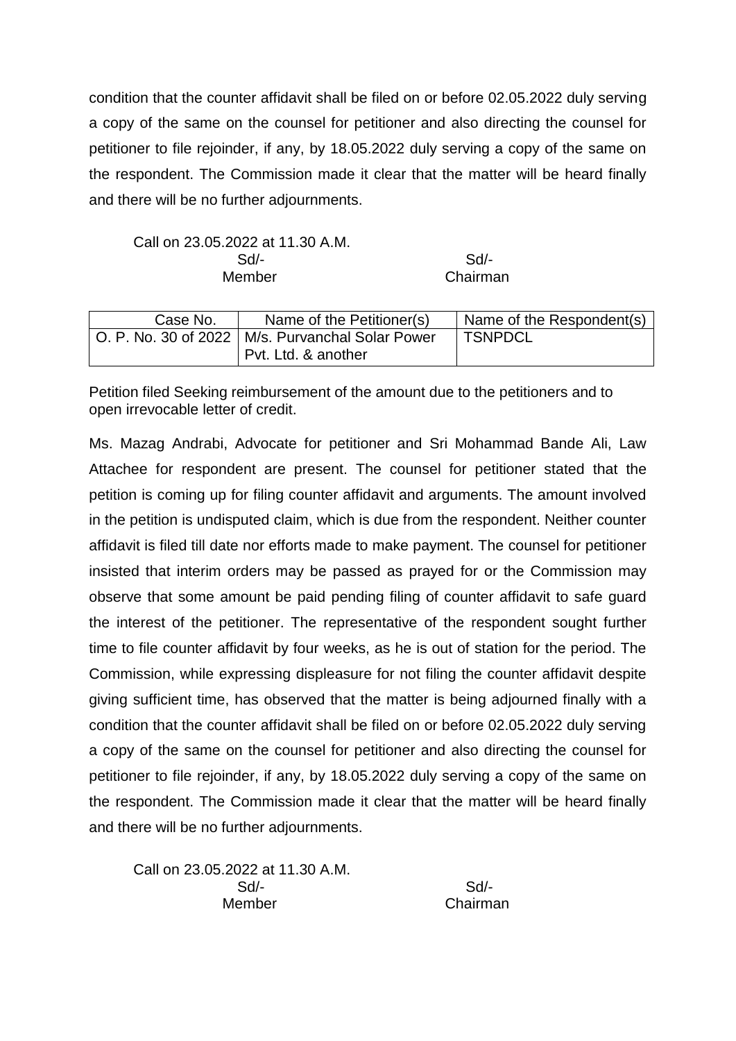condition that the counter affidavit shall be filed on or before 02.05.2022 duly serving a copy of the same on the counsel for petitioner and also directing the counsel for petitioner to file rejoinder, if any, by 18.05.2022 duly serving a copy of the same on the respondent. The Commission made it clear that the matter will be heard finally and there will be no further adjournments.

Call on 23.05.2022 at 11.30 A.M.

| Sd/- | Sd/- |
|---|---|
| Member | Chairman |

| Case No. | Name of the Petitioner(s) | Name of the Respondent(s) |
|---|---|---|
| O. P. No. 30 of 2022 | M/s. Purvanchal Solar Power Pvt. Ltd. & another | TSNPDCL |

Petition filed Seeking reimbursement of the amount due to the petitioners and to open irrevocable letter of credit.

Ms. Mazag Andrabi, Advocate for petitioner and Sri Mohammad Bande Ali, Law Attachee for respondent are present. The counsel for petitioner stated that the petition is coming up for filing counter affidavit and arguments. The amount involved in the petition is undisputed claim, which is due from the respondent. Neither counter affidavit is filed till date nor efforts made to make payment. The counsel for petitioner insisted that interim orders may be passed as prayed for or the Commission may observe that some amount be paid pending filing of counter affidavit to safe guard the interest of the petitioner. The representative of the respondent sought further time to file counter affidavit by four weeks, as he is out of station for the period. The Commission, while expressing displeasure for not filing the counter affidavit despite giving sufficient time, has observed that the matter is being adjourned finally with a condition that the counter affidavit shall be filed on or before 02.05.2022 duly serving a copy of the same on the counsel for petitioner and also directing the counsel for petitioner to file rejoinder, if any, by 18.05.2022 duly serving a copy of the same on the respondent. The Commission made it clear that the matter will be heard finally and there will be no further adjournments.

Call on 23.05.2022 at 11.30 A.M.

| Sd/- | Sd/- |
|---|---|
| Member | Chairman |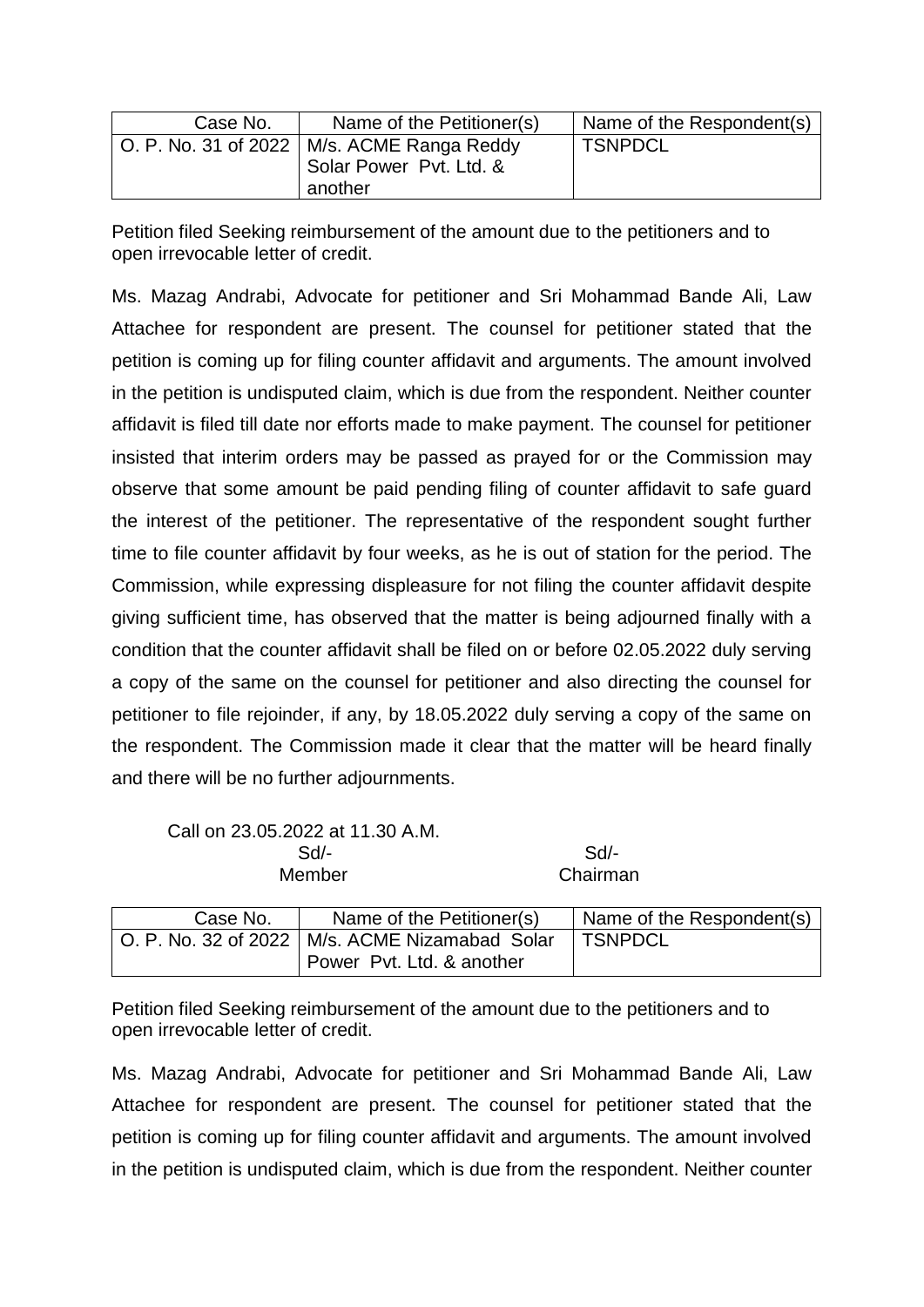| Case No. | Name of the Petitioner(s) | Name of the Respondent(s) |
|---|---|---|
| O. P. No. 31 of 2022 | M/s. ACME Ranga Reddy Solar Power Pvt. Ltd. & another | TSNPDCL |

Petition filed Seeking reimbursement of the amount due to the petitioners and to open irrevocable letter of credit.

Ms. Mazag Andrabi, Advocate for petitioner and Sri Mohammad Bande Ali, Law Attachee for respondent are present. The counsel for petitioner stated that the petition is coming up for filing counter affidavit and arguments. The amount involved in the petition is undisputed claim, which is due from the respondent. Neither counter affidavit is filed till date nor efforts made to make payment. The counsel for petitioner insisted that interim orders may be passed as prayed for or the Commission may observe that some amount be paid pending filing of counter affidavit to safe guard the interest of the petitioner. The representative of the respondent sought further time to file counter affidavit by four weeks, as he is out of station for the period. The Commission, while expressing displeasure for not filing the counter affidavit despite giving sufficient time, has observed that the matter is being adjourned finally with a condition that the counter affidavit shall be filed on or before 02.05.2022 duly serving a copy of the same on the counsel for petitioner and also directing the counsel for petitioner to file rejoinder, if any, by 18.05.2022 duly serving a copy of the same on the respondent. The Commission made it clear that the matter will be heard finally and there will be no further adjournments.

Call on 23.05.2022 at 11.30 A.M.

Sd/- Sd/-
Member Chairman

| Case No. | Name of the Petitioner(s) | Name of the Respondent(s) |
|---|---|---|
| O. P. No. 32 of 2022 | M/s. ACME Nizamabad Solar Power Pvt. Ltd. & another | TSNPDCL |

Petition filed Seeking reimbursement of the amount due to the petitioners and to open irrevocable letter of credit.

Ms. Mazag Andrabi, Advocate for petitioner and Sri Mohammad Bande Ali, Law Attachee for respondent are present. The counsel for petitioner stated that the petition is coming up for filing counter affidavit and arguments. The amount involved in the petition is undisputed claim, which is due from the respondent. Neither counter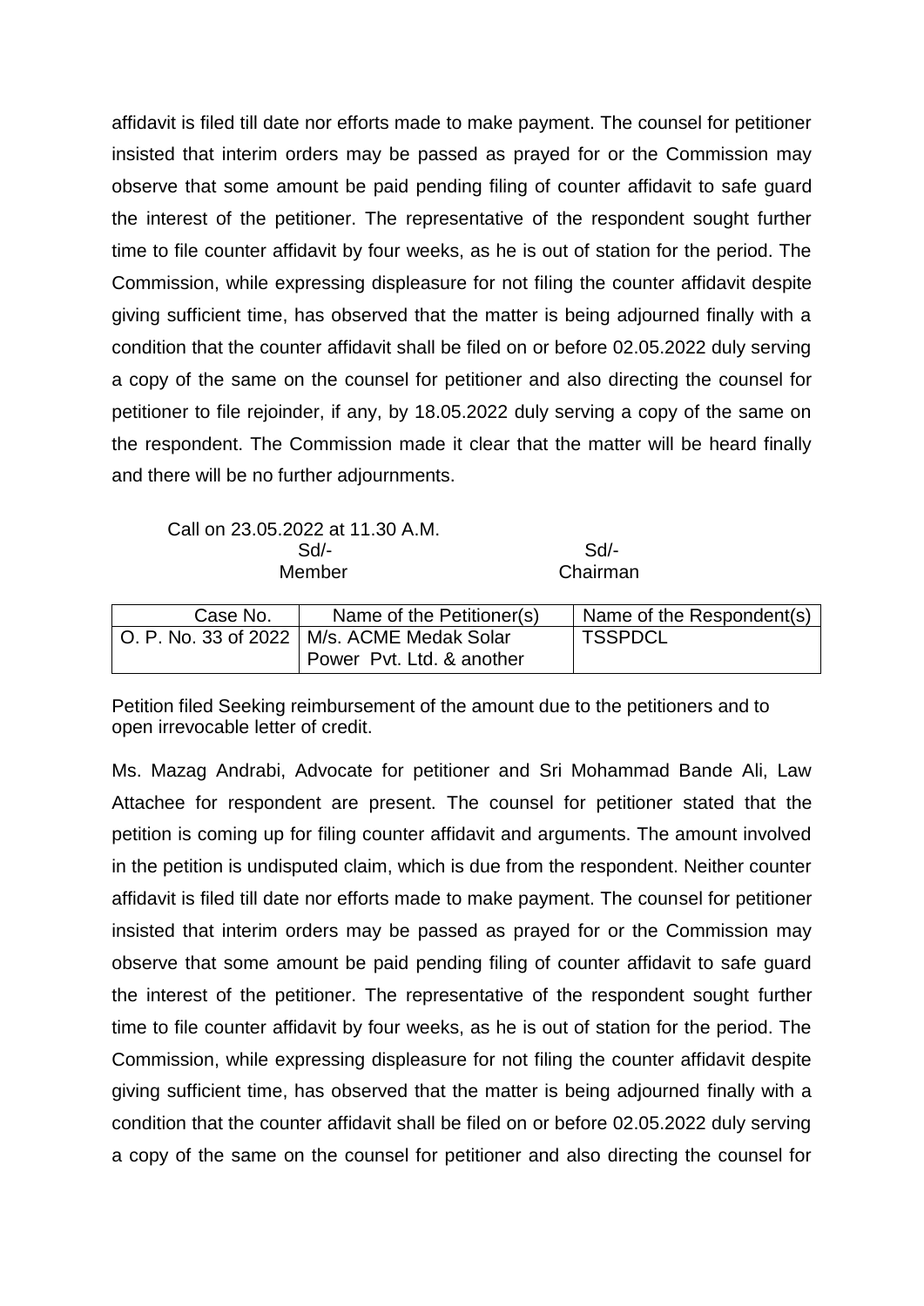affidavit is filed till date nor efforts made to make payment. The counsel for petitioner insisted that interim orders may be passed as prayed for or the Commission may observe that some amount be paid pending filing of counter affidavit to safe guard the interest of the petitioner. The representative of the respondent sought further time to file counter affidavit by four weeks, as he is out of station for the period. The Commission, while expressing displeasure for not filing the counter affidavit despite giving sufficient time, has observed that the matter is being adjourned finally with a condition that the counter affidavit shall be filed on or before 02.05.2022 duly serving a copy of the same on the counsel for petitioner and also directing the counsel for petitioner to file rejoinder, if any, by 18.05.2022 duly serving a copy of the same on the respondent. The Commission made it clear that the matter will be heard finally and there will be no further adjournments.

Call on 23.05.2022 at 11.30 A.M.

| Sd/- | Sd/- |
|---|---|
| Member | Chairman |

| Case No. | Name of the Petitioner(s) | Name of the Respondent(s) |
|---|---|---|
| O. P. No. 33 of 2022 | M/s. ACME Medak Solar Power Pvt. Ltd. & another | TSSPDCL |

Petition filed Seeking reimbursement of the amount due to the petitioners and to open irrevocable letter of credit.

Ms. Mazag Andrabi, Advocate for petitioner and Sri Mohammad Bande Ali, Law Attachee for respondent are present. The counsel for petitioner stated that the petition is coming up for filing counter affidavit and arguments. The amount involved in the petition is undisputed claim, which is due from the respondent. Neither counter affidavit is filed till date nor efforts made to make payment. The counsel for petitioner insisted that interim orders may be passed as prayed for or the Commission may observe that some amount be paid pending filing of counter affidavit to safe guard the interest of the petitioner. The representative of the respondent sought further time to file counter affidavit by four weeks, as he is out of station for the period. The Commission, while expressing displeasure for not filing the counter affidavit despite giving sufficient time, has observed that the matter is being adjourned finally with a condition that the counter affidavit shall be filed on or before 02.05.2022 duly serving a copy of the same on the counsel for petitioner and also directing the counsel for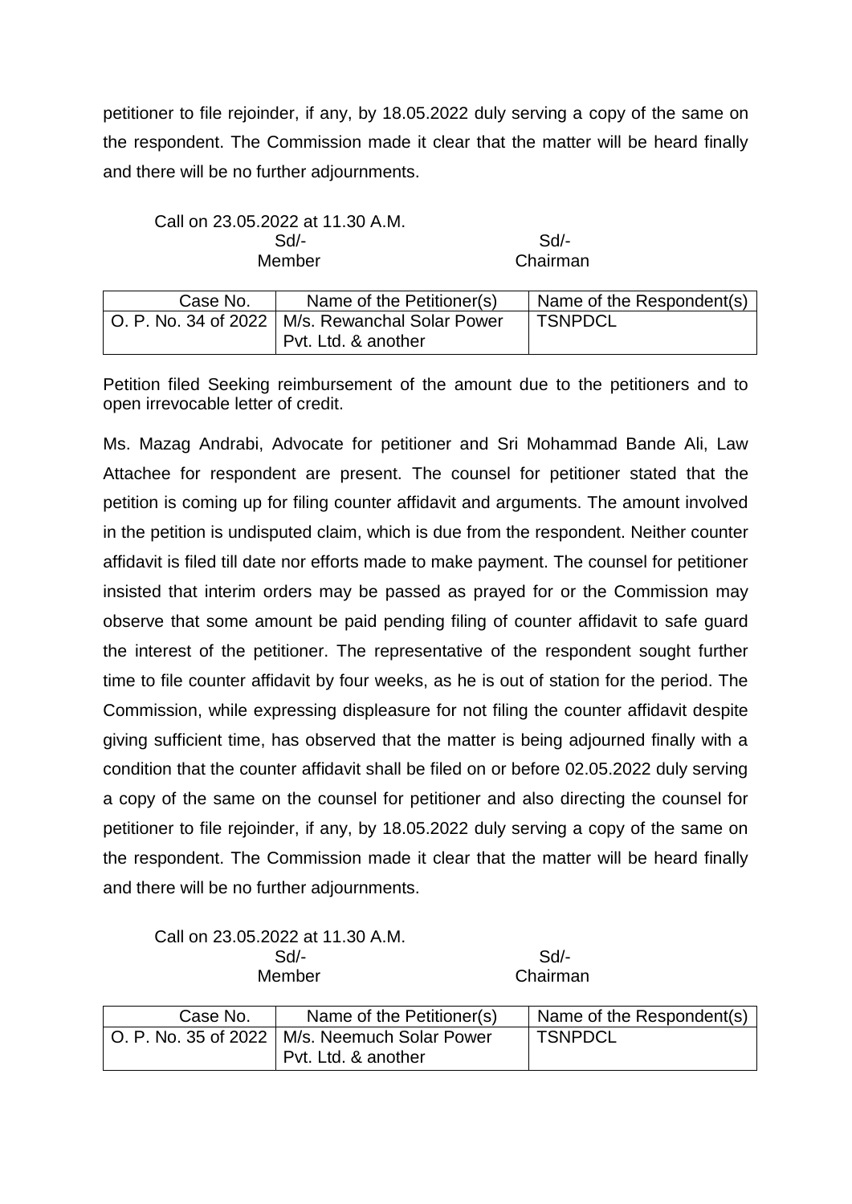petitioner to file rejoinder, if any, by 18.05.2022 duly serving a copy of the same on the respondent. The Commission made it clear that the matter will be heard finally and there will be no further adjournments.

Call on 23.05.2022 at 11.30 A.M.

| Sd/- | Sd/- |
|---|---|
| Member | Chairman |

| Case No. | Name of the Petitioner(s) | Name of the Respondent(s) |
|---|---|---|
| O. P. No. 34 of 2022 | M/s. Rewanchal Solar Power Pvt. Ltd. & another | TSNPDCL |

Petition filed Seeking reimbursement of the amount due to the petitioners and to open irrevocable letter of credit.

Ms. Mazag Andrabi, Advocate for petitioner and Sri Mohammad Bande Ali, Law Attachee for respondent are present. The counsel for petitioner stated that the petition is coming up for filing counter affidavit and arguments. The amount involved in the petition is undisputed claim, which is due from the respondent. Neither counter affidavit is filed till date nor efforts made to make payment. The counsel for petitioner insisted that interim orders may be passed as prayed for or the Commission may observe that some amount be paid pending filing of counter affidavit to safe guard the interest of the petitioner. The representative of the respondent sought further time to file counter affidavit by four weeks, as he is out of station for the period. The Commission, while expressing displeasure for not filing the counter affidavit despite giving sufficient time, has observed that the matter is being adjourned finally with a condition that the counter affidavit shall be filed on or before 02.05.2022 duly serving a copy of the same on the counsel for petitioner and also directing the counsel for petitioner to file rejoinder, if any, by 18.05.2022 duly serving a copy of the same on the respondent. The Commission made it clear that the matter will be heard finally and there will be no further adjournments.

Call on 23.05.2022 at 11.30 A.M.

| Sd/- | Sd/- |
|---|---|
| Member | Chairman |

| Case No. | Name of the Petitioner(s) | Name of the Respondent(s) |
|---|---|---|
| O. P. No. 35 of 2022 | M/s. Neemuch Solar Power Pvt. Ltd. & another | TSNPDCL |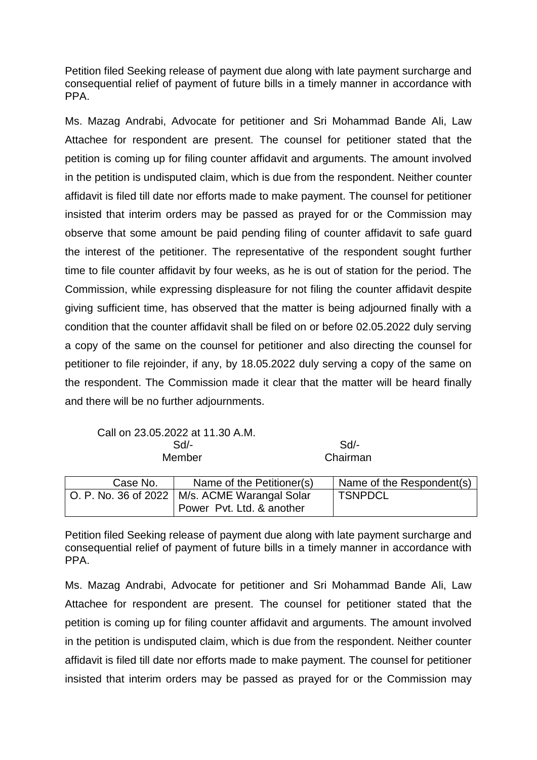Petition filed Seeking release of payment due along with late payment surcharge and consequential relief of payment of future bills in a timely manner in accordance with PPA.

Ms. Mazag Andrabi, Advocate for petitioner and Sri Mohammad Bande Ali, Law Attachee for respondent are present. The counsel for petitioner stated that the petition is coming up for filing counter affidavit and arguments. The amount involved in the petition is undisputed claim, which is due from the respondent. Neither counter affidavit is filed till date nor efforts made to make payment. The counsel for petitioner insisted that interim orders may be passed as prayed for or the Commission may observe that some amount be paid pending filing of counter affidavit to safe guard the interest of the petitioner. The representative of the respondent sought further time to file counter affidavit by four weeks, as he is out of station for the period. The Commission, while expressing displeasure for not filing the counter affidavit despite giving sufficient time, has observed that the matter is being adjourned finally with a condition that the counter affidavit shall be filed on or before 02.05.2022 duly serving a copy of the same on the counsel for petitioner and also directing the counsel for petitioner to file rejoinder, if any, by 18.05.2022 duly serving a copy of the same on the respondent. The Commission made it clear that the matter will be heard finally and there will be no further adjournments.

Call on 23.05.2022 at 11.30 A.M.

| Sd/- | Sd/- |
|---|---|
| Member | Chairman |

| Case No. | Name of the Petitioner(s) | Name of the Respondent(s) |
|---|---|---|
| O. P. No. 36 of 2022 | M/s. ACME Warangal Solar Power Pvt. Ltd. & another | TSNPDCL |

Petition filed Seeking release of payment due along with late payment surcharge and consequential relief of payment of future bills in a timely manner in accordance with PPA.

Ms. Mazag Andrabi, Advocate for petitioner and Sri Mohammad Bande Ali, Law Attachee for respondent are present. The counsel for petitioner stated that the petition is coming up for filing counter affidavit and arguments. The amount involved in the petition is undisputed claim, which is due from the respondent. Neither counter affidavit is filed till date nor efforts made to make payment. The counsel for petitioner insisted that interim orders may be passed as prayed for or the Commission may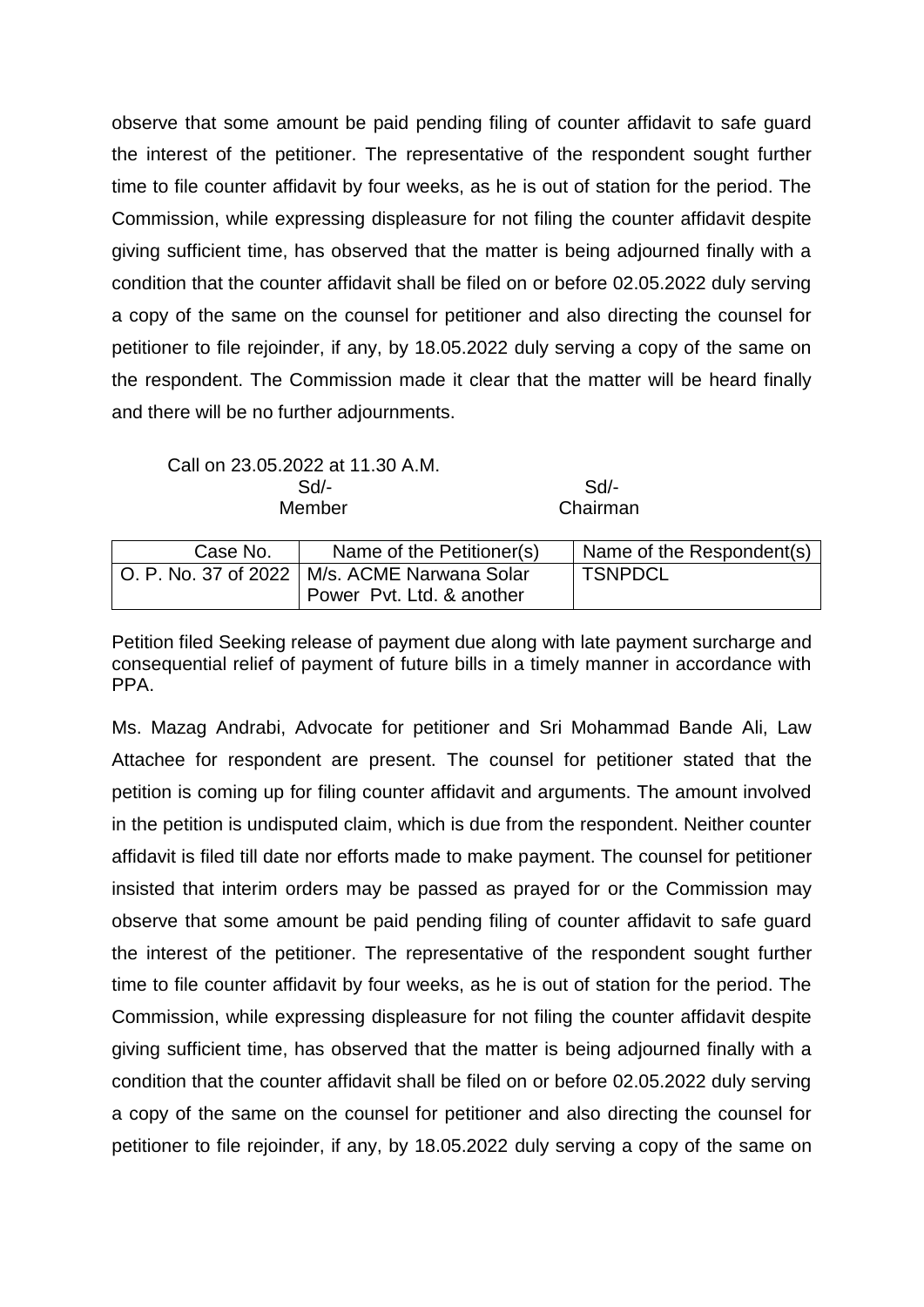observe that some amount be paid pending filing of counter affidavit to safe guard the interest of the petitioner. The representative of the respondent sought further time to file counter affidavit by four weeks, as he is out of station for the period. The Commission, while expressing displeasure for not filing the counter affidavit despite giving sufficient time, has observed that the matter is being adjourned finally with a condition that the counter affidavit shall be filed on or before 02.05.2022 duly serving a copy of the same on the counsel for petitioner and also directing the counsel for petitioner to file rejoinder, if any, by 18.05.2022 duly serving a copy of the same on the respondent. The Commission made it clear that the matter will be heard finally and there will be no further adjournments.

Call on 23.05.2022 at 11.30 A.M.

Sd/- Sd/-
Member Chairman

| Case No. | Name of the Petitioner(s) | Name of the Respondent(s) |
|---|---|---|
| O. P. No. 37 of 2022 | M/s. ACME Narwana Solar Power Pvt. Ltd. & another | TSNPDCL |

Petition filed Seeking release of payment due along with late payment surcharge and consequential relief of payment of future bills in a timely manner in accordance with PPA.

Ms. Mazag Andrabi, Advocate for petitioner and Sri Mohammad Bande Ali, Law Attachee for respondent are present. The counsel for petitioner stated that the petition is coming up for filing counter affidavit and arguments. The amount involved in the petition is undisputed claim, which is due from the respondent. Neither counter affidavit is filed till date nor efforts made to make payment. The counsel for petitioner insisted that interim orders may be passed as prayed for or the Commission may observe that some amount be paid pending filing of counter affidavit to safe guard the interest of the petitioner. The representative of the respondent sought further time to file counter affidavit by four weeks, as he is out of station for the period. The Commission, while expressing displeasure for not filing the counter affidavit despite giving sufficient time, has observed that the matter is being adjourned finally with a condition that the counter affidavit shall be filed on or before 02.05.2022 duly serving a copy of the same on the counsel for petitioner and also directing the counsel for petitioner to file rejoinder, if any, by 18.05.2022 duly serving a copy of the same on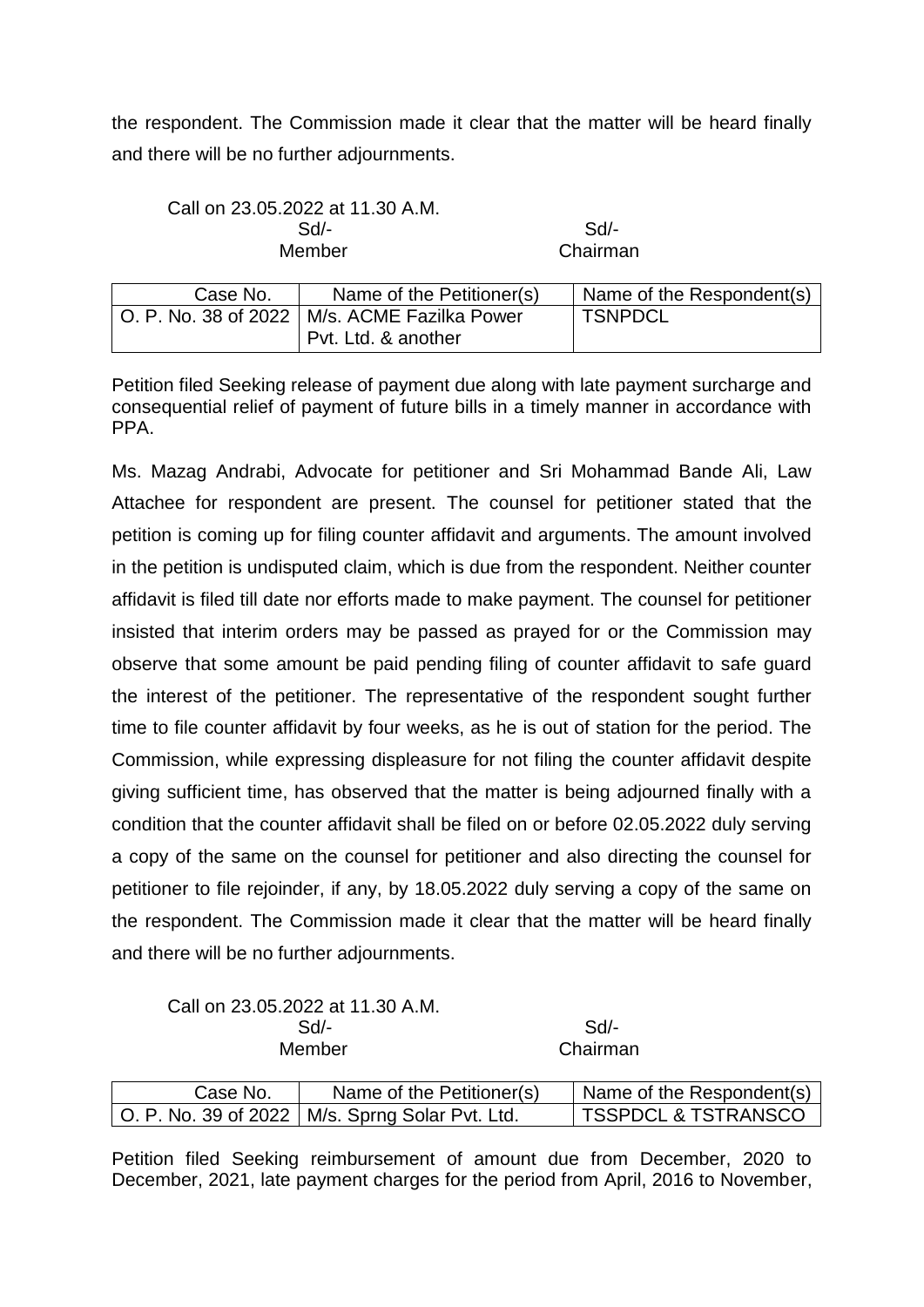the respondent. The Commission made it clear that the matter will be heard finally and there will be no further adjournments.

Call on 23.05.2022 at 11.30 A.M.

| Sd/- | Sd/- |
|---|---|
| Member | Chairman |

| Case No. | Name of the Petitioner(s) | Name of the Respondent(s) |
|---|---|---|
| O. P. No. 38 of 2022 | M/s. ACME Fazilka Power Pvt. Ltd. & another | TSNPDCL |

Petition filed Seeking release of payment due along with late payment surcharge and consequential relief of payment of future bills in a timely manner in accordance with PPA.

Ms. Mazag Andrabi, Advocate for petitioner and Sri Mohammad Bande Ali, Law Attachee for respondent are present. The counsel for petitioner stated that the petition is coming up for filing counter affidavit and arguments. The amount involved in the petition is undisputed claim, which is due from the respondent. Neither counter affidavit is filed till date nor efforts made to make payment. The counsel for petitioner insisted that interim orders may be passed as prayed for or the Commission may observe that some amount be paid pending filing of counter affidavit to safe guard the interest of the petitioner. The representative of the respondent sought further time to file counter affidavit by four weeks, as he is out of station for the period. The Commission, while expressing displeasure for not filing the counter affidavit despite giving sufficient time, has observed that the matter is being adjourned finally with a condition that the counter affidavit shall be filed on or before 02.05.2022 duly serving a copy of the same on the counsel for petitioner and also directing the counsel for petitioner to file rejoinder, if any, by 18.05.2022 duly serving a copy of the same on the respondent. The Commission made it clear that the matter will be heard finally and there will be no further adjournments.

Call on 23.05.2022 at 11.30 A.M.

| Sd/- | Sd/- |
|---|---|
| Member | Chairman |

| Case No. | Name of the Petitioner(s) | Name of the Respondent(s) |
|---|---|---|
| O. P. No. 39 of 2022 | M/s. Sprng Solar Pvt. Ltd. | TSSPDCL & TSTRANSCO |

Petition filed Seeking reimbursement of amount due from December, 2020 to December, 2021, late payment charges for the period from April, 2016 to November,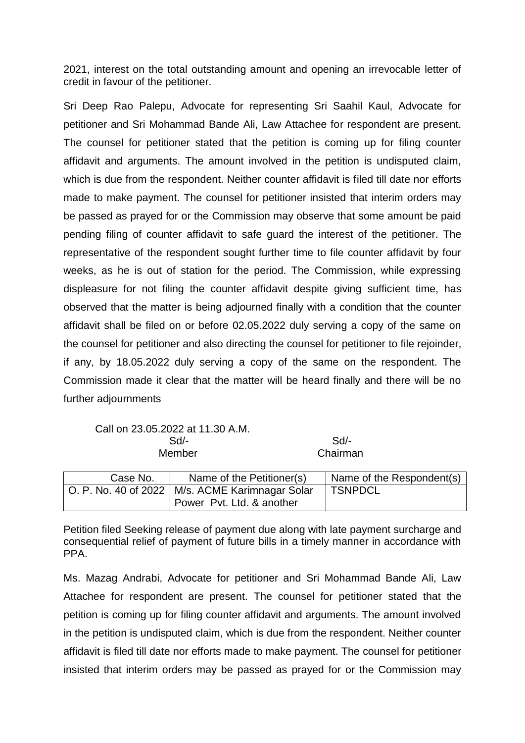2021, interest on the total outstanding amount and opening an irrevocable letter of credit in favour of the petitioner.

Sri Deep Rao Palepu, Advocate for representing Sri Saahil Kaul, Advocate for petitioner and Sri Mohammad Bande Ali, Law Attachee for respondent are present. The counsel for petitioner stated that the petition is coming up for filing counter affidavit and arguments. The amount involved in the petition is undisputed claim, which is due from the respondent. Neither counter affidavit is filed till date nor efforts made to make payment. The counsel for petitioner insisted that interim orders may be passed as prayed for or the Commission may observe that some amount be paid pending filing of counter affidavit to safe guard the interest of the petitioner. The representative of the respondent sought further time to file counter affidavit by four weeks, as he is out of station for the period. The Commission, while expressing displeasure for not filing the counter affidavit despite giving sufficient time, has observed that the matter is being adjourned finally with a condition that the counter affidavit shall be filed on or before 02.05.2022 duly serving a copy of the same on the counsel for petitioner and also directing the counsel for petitioner to file rejoinder, if any, by 18.05.2022 duly serving a copy of the same on the respondent. The Commission made it clear that the matter will be heard finally and there will be no further adjournments

Call on 23.05.2022 at 11.30 A.M.

| Sd/- | Sd/- |
|---|---|
| Member | Chairman |

| Case No. | Name of the Petitioner(s) | Name of the Respondent(s) |
|---|---|---|
| O. P. No. 40 of 2022 | M/s. ACME Karimnagar Solar Power Pvt. Ltd. & another | TSNPDCL |

Petition filed Seeking release of payment due along with late payment surcharge and consequential relief of payment of future bills in a timely manner in accordance with PPA.

Ms. Mazag Andrabi, Advocate for petitioner and Sri Mohammad Bande Ali, Law Attachee for respondent are present. The counsel for petitioner stated that the petition is coming up for filing counter affidavit and arguments. The amount involved in the petition is undisputed claim, which is due from the respondent. Neither counter affidavit is filed till date nor efforts made to make payment. The counsel for petitioner insisted that interim orders may be passed as prayed for or the Commission may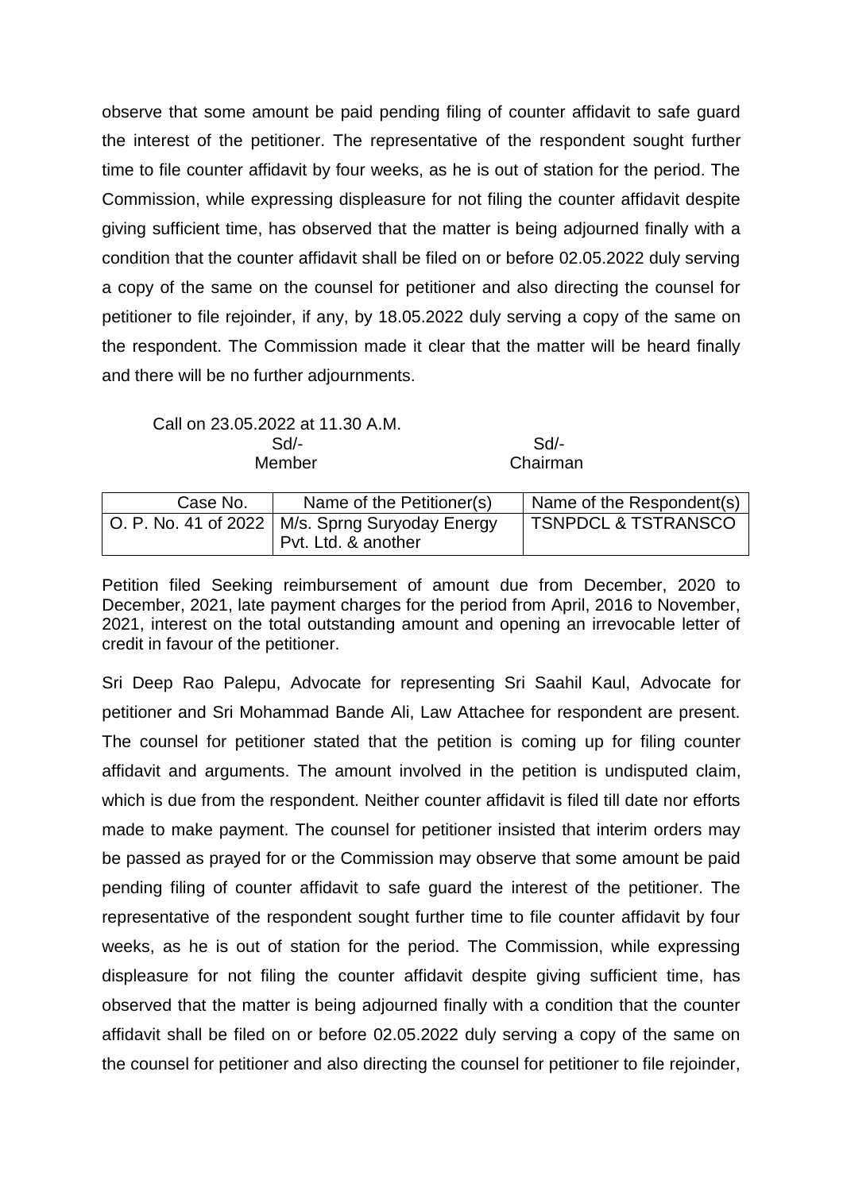observe that some amount be paid pending filing of counter affidavit to safe guard the interest of the petitioner. The representative of the respondent sought further time to file counter affidavit by four weeks, as he is out of station for the period. The Commission, while expressing displeasure for not filing the counter affidavit despite giving sufficient time, has observed that the matter is being adjourned finally with a condition that the counter affidavit shall be filed on or before 02.05.2022 duly serving a copy of the same on the counsel for petitioner and also directing the counsel for petitioner to file rejoinder, if any, by 18.05.2022 duly serving a copy of the same on the respondent. The Commission made it clear that the matter will be heard finally and there will be no further adjournments.

Call on 23.05.2022 at 11.30 A.M.

| Sd/- | Sd/- |
|---|---|
| Member | Chairman |

| Case No. | Name of the Petitioner(s) | Name of the Respondent(s) |
|---|---|---|
| O. P. No. 41 of 2022 | M/s. Sprng Suryoday Energy Pvt. Ltd. & another | TSNPDCL & TSTRANSCO |

Petition filed Seeking reimbursement of amount due from December, 2020 to December, 2021, late payment charges for the period from April, 2016 to November, 2021, interest on the total outstanding amount and opening an irrevocable letter of credit in favour of the petitioner.

Sri Deep Rao Palepu, Advocate for representing Sri Saahil Kaul, Advocate for petitioner and Sri Mohammad Bande Ali, Law Attachee for respondent are present. The counsel for petitioner stated that the petition is coming up for filing counter affidavit and arguments. The amount involved in the petition is undisputed claim, which is due from the respondent. Neither counter affidavit is filed till date nor efforts made to make payment. The counsel for petitioner insisted that interim orders may be passed as prayed for or the Commission may observe that some amount be paid pending filing of counter affidavit to safe guard the interest of the petitioner. The representative of the respondent sought further time to file counter affidavit by four weeks, as he is out of station for the period. The Commission, while expressing displeasure for not filing the counter affidavit despite giving sufficient time, has observed that the matter is being adjourned finally with a condition that the counter affidavit shall be filed on or before 02.05.2022 duly serving a copy of the same on the counsel for petitioner and also directing the counsel for petitioner to file rejoinder,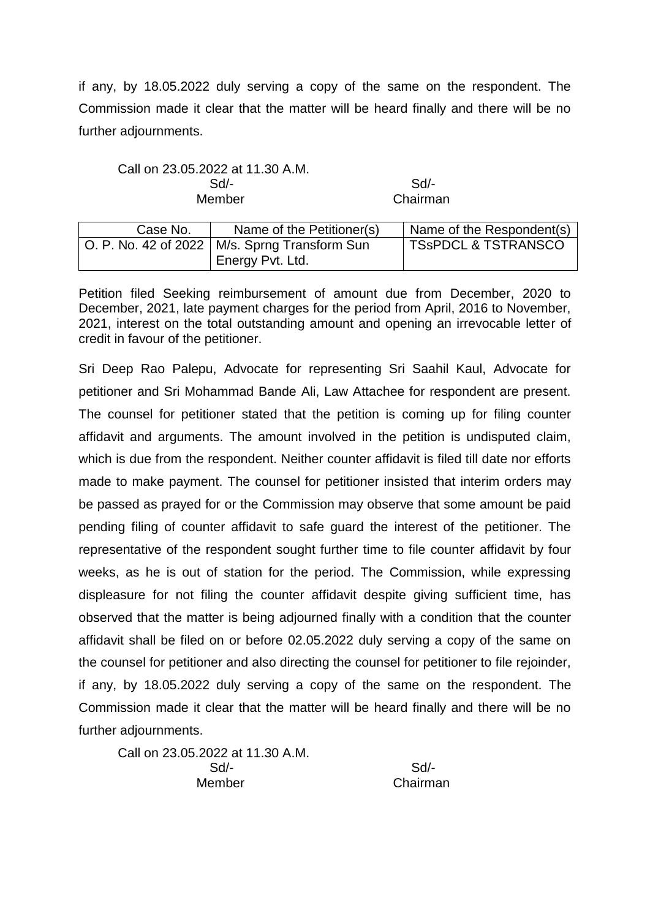if any, by 18.05.2022 duly serving a copy of the same on the respondent. The Commission made it clear that the matter will be heard finally and there will be no further adjournments.

Call on 23.05.2022 at 11.30 A.M.

| Sd/- | Sd/- |
|---|---|
| Member | Chairman |

| Case No. | Name of the Petitioner(s) | Name of the Respondent(s) |
|---|---|---|
| O. P. No. 42 of 2022 | M/s. Sprng Transform Sun Energy Pvt. Ltd. | TSsPDCL & TSTRANSCO |

Petition filed Seeking reimbursement of amount due from December, 2020 to December, 2021, late payment charges for the period from April, 2016 to November, 2021, interest on the total outstanding amount and opening an irrevocable letter of credit in favour of the petitioner.

Sri Deep Rao Palepu, Advocate for representing Sri Saahil Kaul, Advocate for petitioner and Sri Mohammad Bande Ali, Law Attachee for respondent are present. The counsel for petitioner stated that the petition is coming up for filing counter affidavit and arguments. The amount involved in the petition is undisputed claim, which is due from the respondent. Neither counter affidavit is filed till date nor efforts made to make payment. The counsel for petitioner insisted that interim orders may be passed as prayed for or the Commission may observe that some amount be paid pending filing of counter affidavit to safe guard the interest of the petitioner. The representative of the respondent sought further time to file counter affidavit by four weeks, as he is out of station for the period. The Commission, while expressing displeasure for not filing the counter affidavit despite giving sufficient time, has observed that the matter is being adjourned finally with a condition that the counter affidavit shall be filed on or before 02.05.2022 duly serving a copy of the same on the counsel for petitioner and also directing the counsel for petitioner to file rejoinder, if any, by 18.05.2022 duly serving a copy of the same on the respondent. The Commission made it clear that the matter will be heard finally and there will be no further adjournments.

Call on 23.05.2022 at 11.30 A.M.

| Sd/- | Sd/- |
|---|---|
| Member | Chairman |